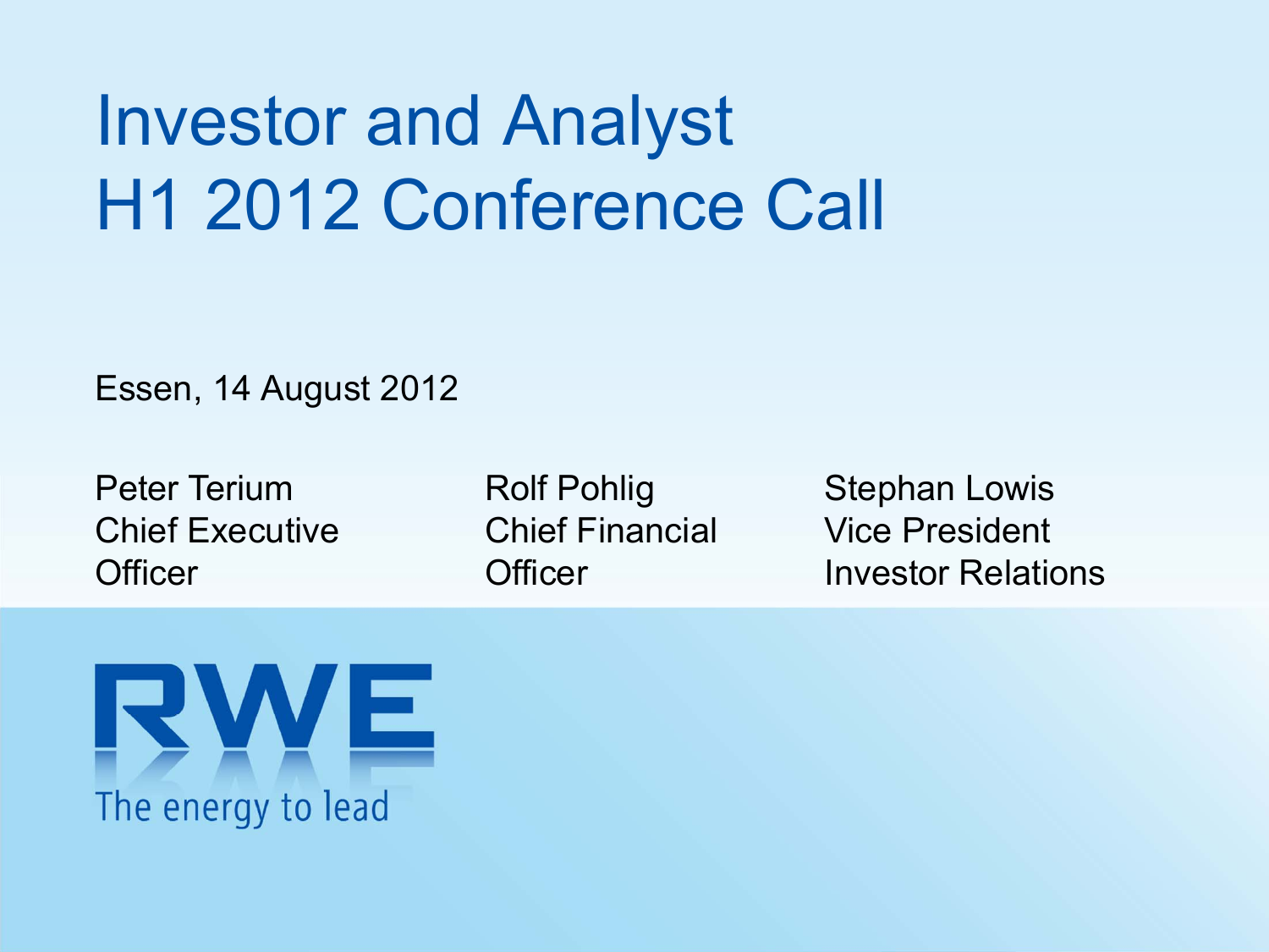# Investor and Analyst H1 2012 Conference Call

Essen, 14 August 2012

Peter Terium
Chief Executive Officer

Rolf Pohlig
Chief Financial Officer

Stephan Lowis
Vice President
Investor Relations

RWE
The energy to lead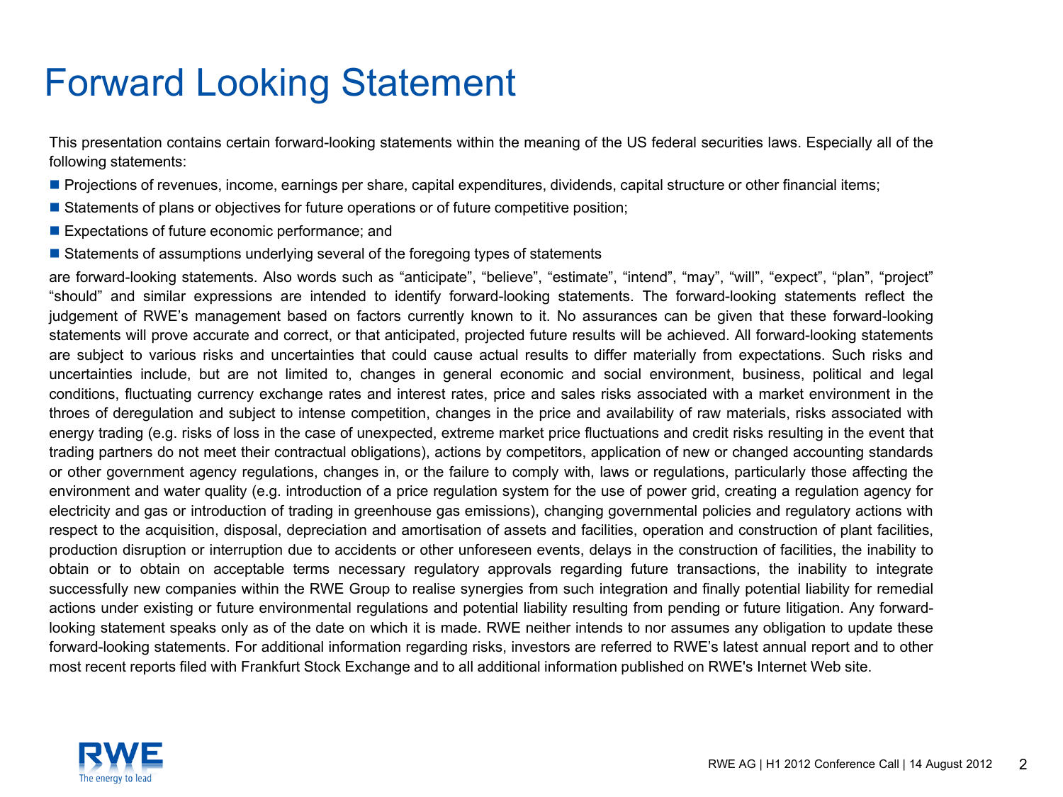# Forward Looking Statement

This presentation contains certain forward-looking statements within the meaning of the US federal securities laws. Especially all of the following statements:

- Projections of revenues, income, earnings per share, capital expenditures, dividends, capital structure or other financial items;
- Statements of plans or objectives for future operations or of future competitive position;
- Expectations of future economic performance; and
- Statements of assumptions underlying several of the foregoing types of statements

are forward-looking statements. Also words such as “anticipate”, “believe”, “estimate”, “intend”, “may”, “will”, “expect”, “plan”, “project” “should” and similar expressions are intended to identify forward-looking statements. The forward-looking statements reflect the judgement of RWE’s management based on factors currently known to it. No assurances can be given that these forward-looking statements will prove accurate and correct, or that anticipated, projected future results will be achieved. All forward-looking statements are subject to various risks and uncertainties that could cause actual results to differ materially from expectations. Such risks and uncertainties include, but are not limited to, changes in general economic and social environment, business, political and legal conditions, fluctuating currency exchange rates and interest rates, price and sales risks associated with a market environment in the throes of deregulation and subject to intense competition, changes in the price and availability of raw materials, risks associated with energy trading (e.g. risks of loss in the case of unexpected, extreme market price fluctuations and credit risks resulting in the event that trading partners do not meet their contractual obligations), actions by competitors, application of new or changed accounting standards or other government agency regulations, changes in, or the failure to comply with, laws or regulations, particularly those affecting the environment and water quality (e.g. introduction of a price regulation system for the use of power grid, creating a regulation agency for electricity and gas or introduction of trading in greenhouse gas emissions), changing governmental policies and regulatory actions with respect to the acquisition, disposal, depreciation and amortisation of assets and facilities, operation and construction of plant facilities, production disruption or interruption due to accidents or other unforeseen events, delays in the construction of facilities, the inability to obtain or to obtain on acceptable terms necessary regulatory approvals regarding future transactions, the inability to integrate successfully new companies within the RWE Group to realise synergies from such integration and finally potential liability for remedial actions under existing or future environmental regulations and potential liability resulting from pending or future litigation. Any forward-looking statement speaks only as of the date on which it is made. RWE neither intends to nor assumes any obligation to update these forward-looking statements. For additional information regarding risks, investors are referred to RWE’s latest annual report and to other most recent reports filed with Frankfurt Stock Exchange and to all additional information published on RWE's Internet Web site.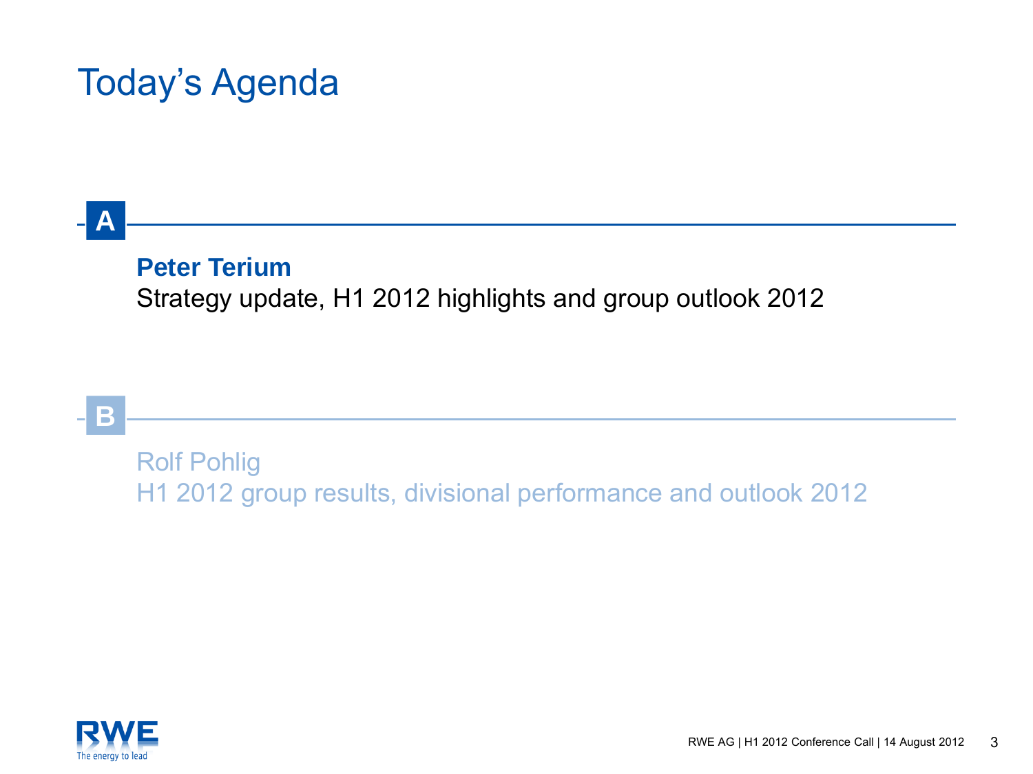# Today's Agenda

**A**

**Peter Terium**
Strategy update, H1 2012 highlights and group outlook 2012

**B**

Rolf Pohlig
H1 2012 group results, divisional performance and outlook 2012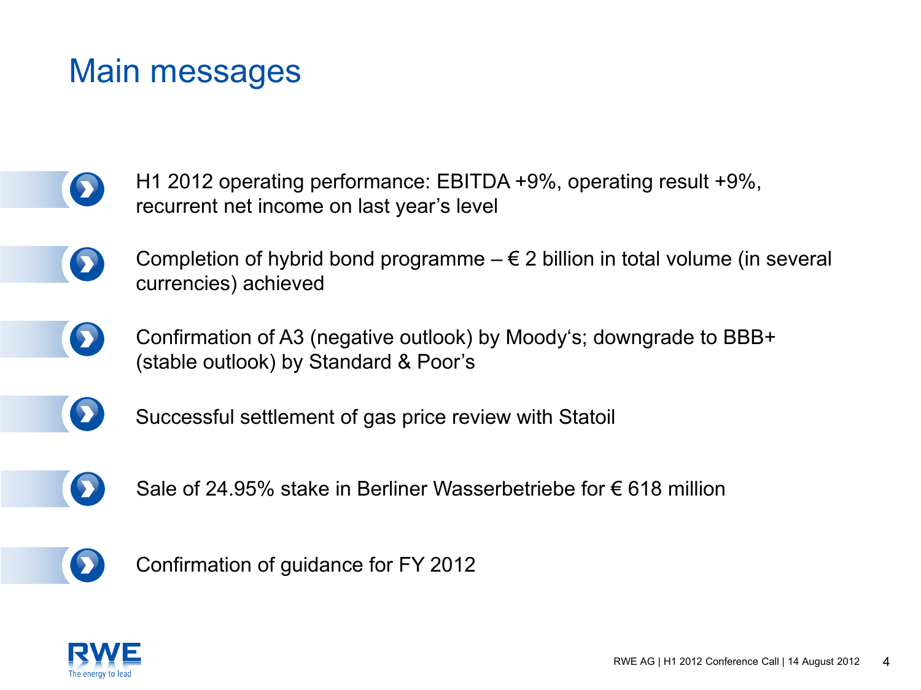# Main messages

- H1 2012 operating performance: EBITDA +9%, operating result +9%, recurrent net income on last year's level
- Completion of hybrid bond programme – € 2 billion in total volume (in several currencies) achieved
- Confirmation of A3 (negative outlook) by Moody's; downgrade to BBB+ (stable outlook) by Standard & Poor's
- Successful settlement of gas price review with Statoil
- Sale of 24.95% stake in Berliner Wasserbetriebe for € 618 million
- Confirmation of guidance for FY 2012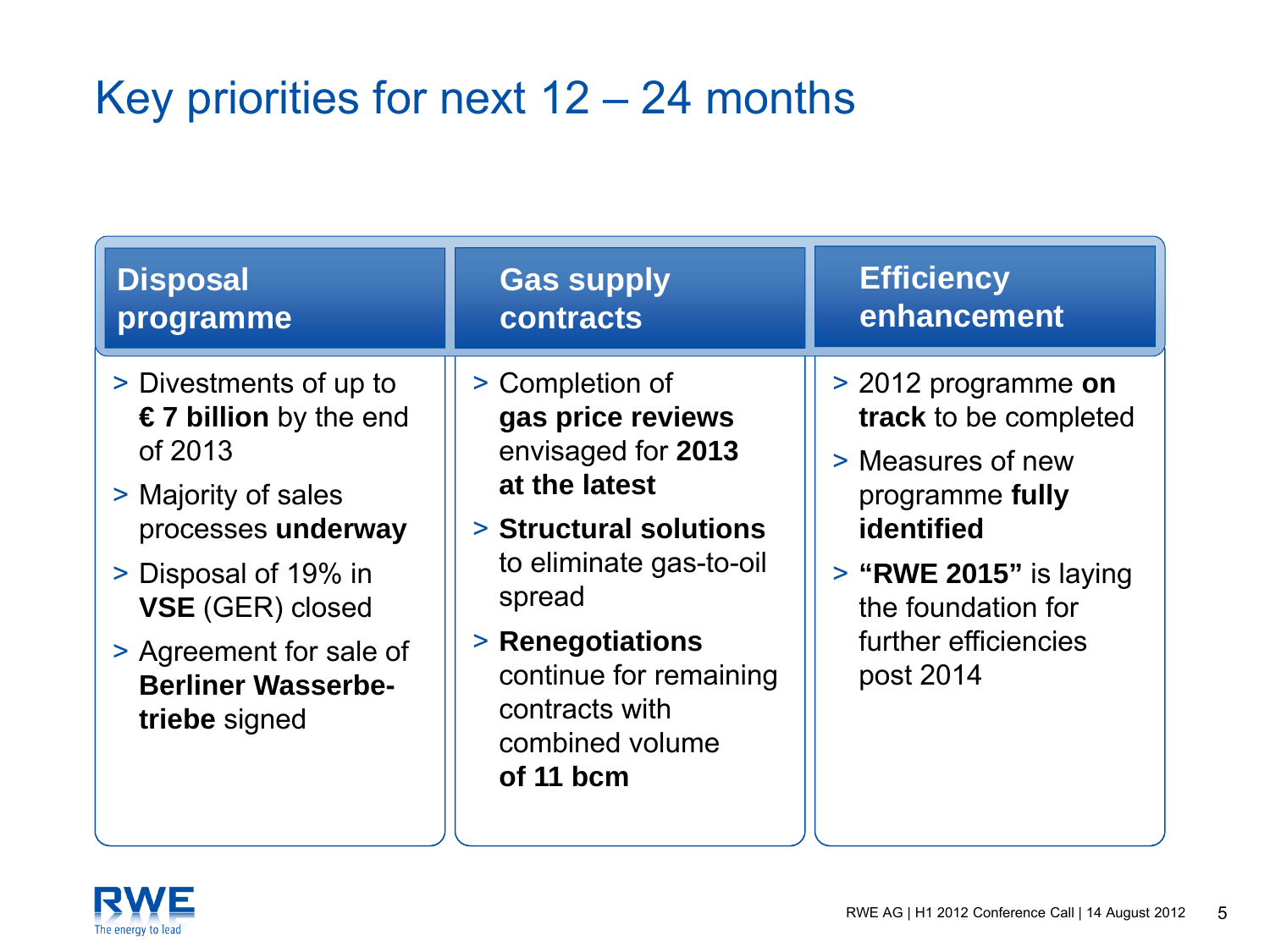# Key priorities for next 12 – 24 months

## Disposal programme

- Divestments of up to **€ 7 billion** by the end of 2013
- Majority of sales processes **underway**
- Disposal of 19% in **VSE** (GER) closed
- Agreement for sale of **Berliner Wasserbetriebe** signed

## Gas supply contracts

- Completion of **gas price reviews** envisaged for **2013 at the latest**
- **Structural solutions** to eliminate gas-to-oil spread
- **Renegotiations** continue for remaining contracts with combined volume **of 11 bcm**

## Efficiency enhancement

- 2012 programme **on track** to be completed
- Measures of new programme **fully identified**
- **"RWE 2015"** is laying the foundation for further efficiencies post 2014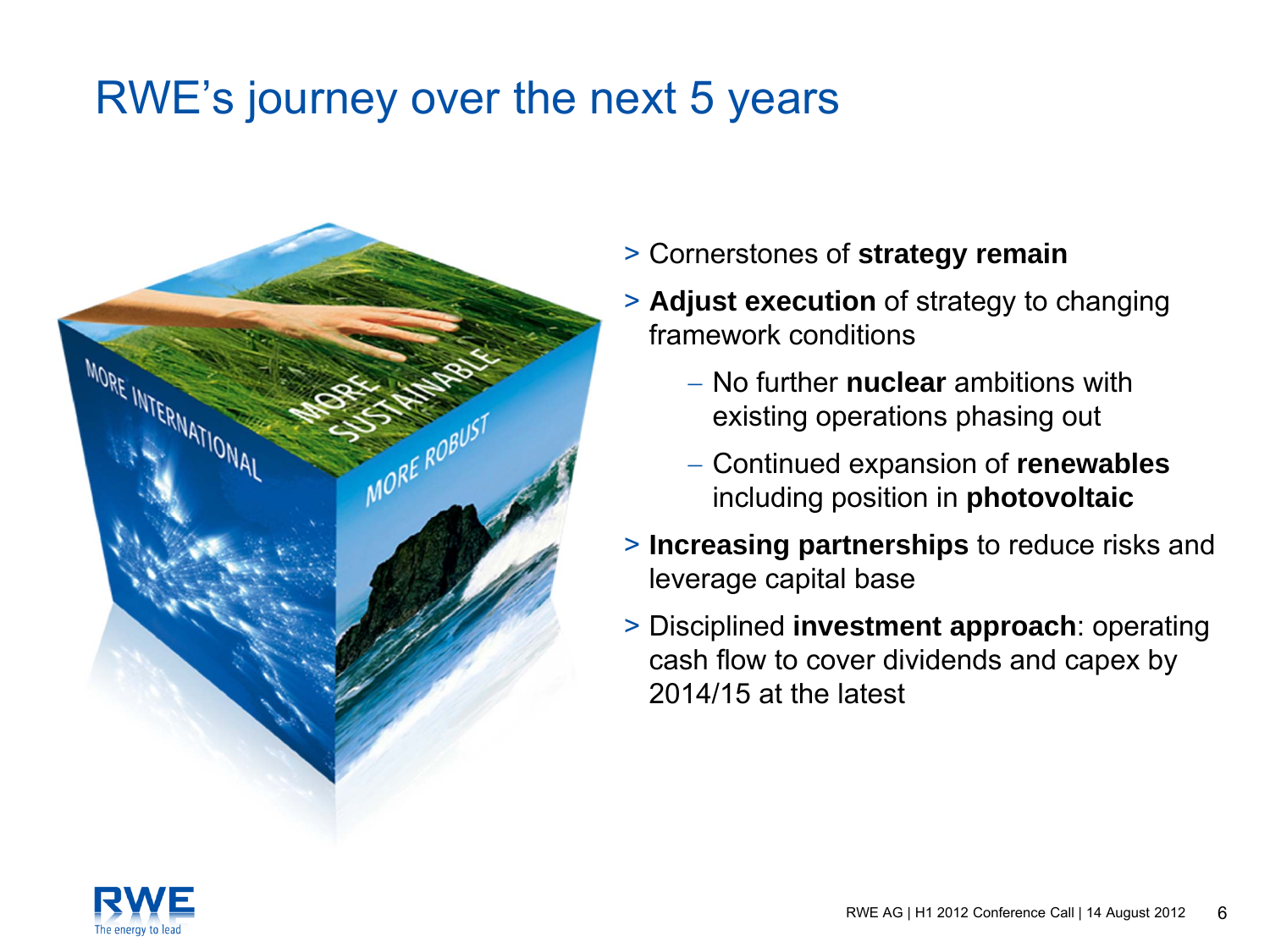# RWE's journey over the next 5 years

- Cornerstones of **strategy remain**
- **Adjust execution** of strategy to changing framework conditions
  - No further **nuclear** ambitions with existing operations phasing out
  - Continued expansion of **renewables** including position in **photovoltaic**
- **Increasing partnerships** to reduce risks and leverage capital base
- Disciplined **investment approach**: operating cash flow to cover dividends and capex by 2014/15 at the latest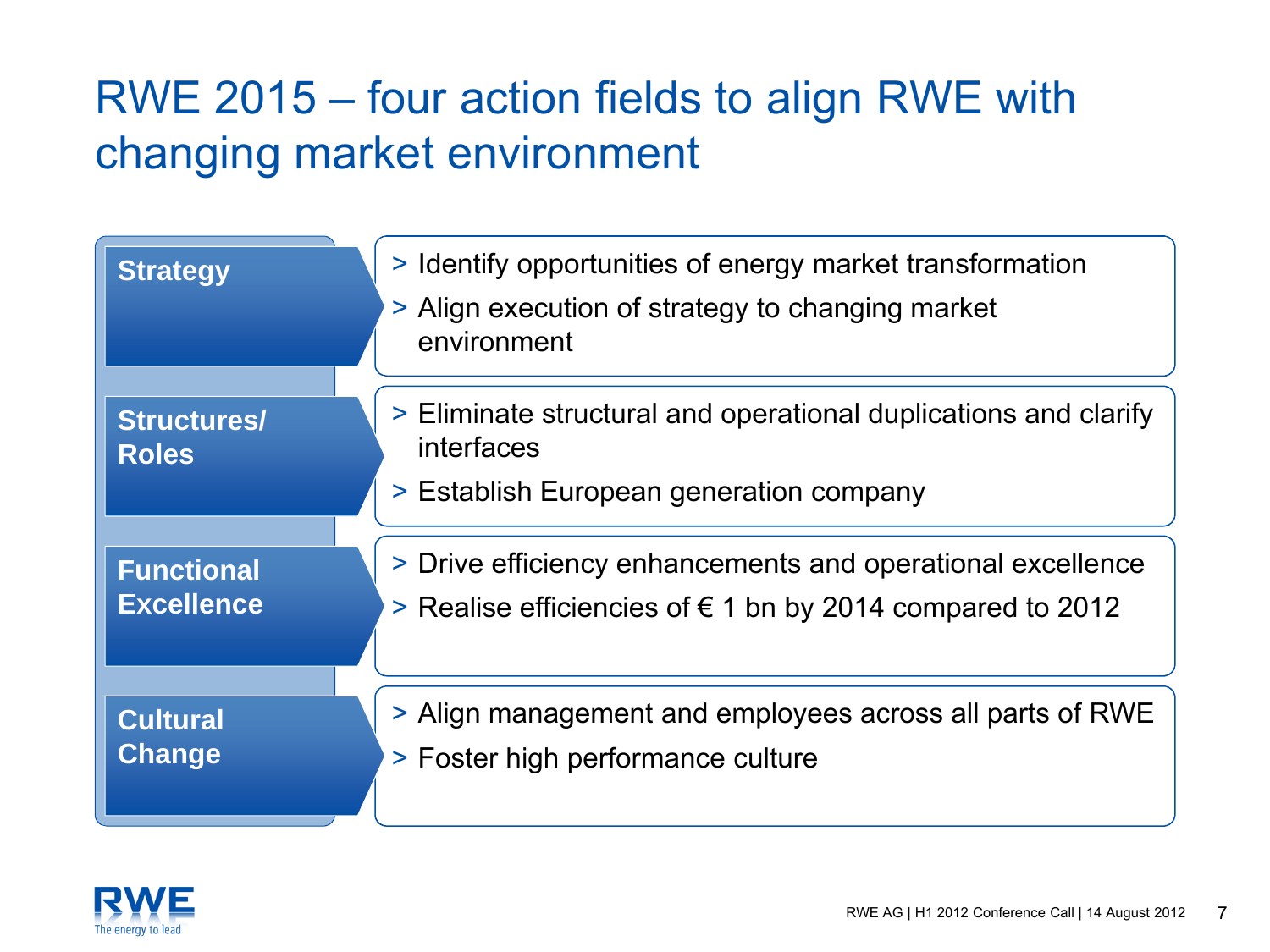# RWE 2015 – four action fields to align RWE with changing market environment

| | |
|---|---|
| **Strategy** | > Identify opportunities of energy market transformation<br>> Align execution of strategy to changing market environment |
| **Structures/ Roles** | > Eliminate structural and operational duplications and clarify interfaces<br>> Establish European generation company |
| **Functional Excellence** | > Drive efficiency enhancements and operational excellence<br>> Realise efficiencies of € 1 bn by 2014 compared to 2012 |
| **Cultural Change** | > Align management and employees across all parts of RWE<br>> Foster high performance culture |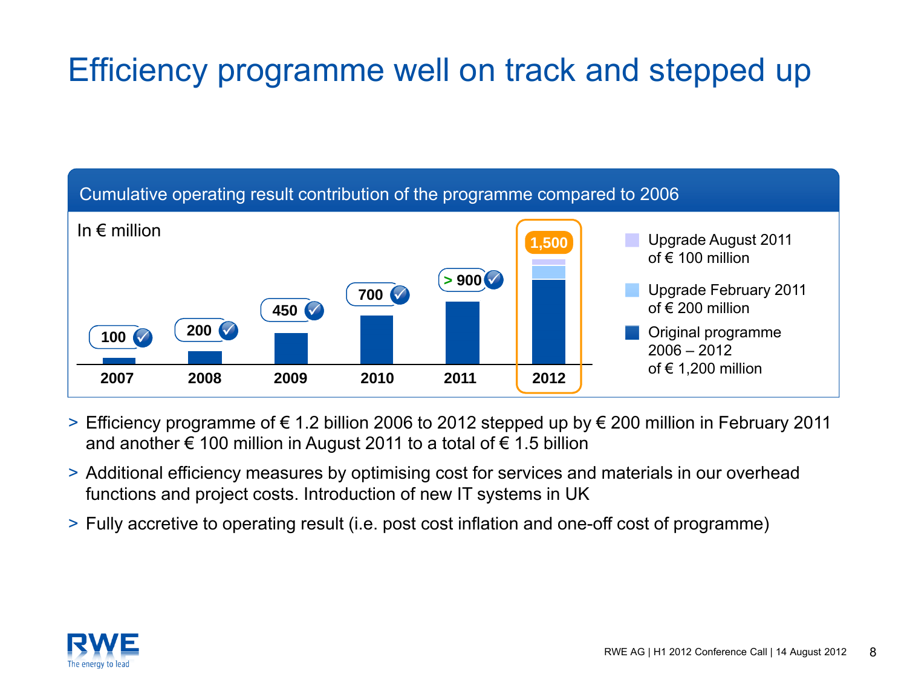# Efficiency programme well on track and stepped up

**Cumulative operating result contribution of the programme compared to 2006**

In € million

| Year | 2007 | 2008 | 2009 | 2010 | 2011 | 2012 |
|---|---|---|---|---|---|---|
| Cumulative contribution | 100 ✓ | 200 ✓ | 450 ✓ | 700 ✓ | > 900 ✓ | 1,500 |

- Upgrade August 2011 of € 100 million
- Upgrade February 2011 of € 200 million
- Original programme 2006 – 2012 of € 1,200 million

> Efficiency programme of € 1.2 billion 2006 to 2012 stepped up by € 200 million in February 2011 and another € 100 million in August 2011 to a total of € 1.5 billion

> Additional efficiency measures by optimising cost for services and materials in our overhead functions and project costs. Introduction of new IT systems in UK

> Fully accretive to operating result (i.e. post cost inflation and one-off cost of programme)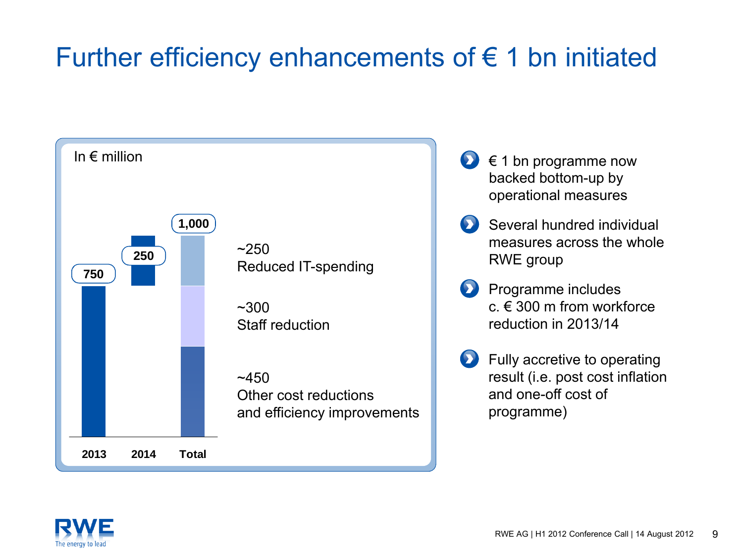# Further efficiency enhancements of € 1 bn initiated

In € million

| | 2013 | 2014 | Total |
|---|---|---|---|
| Value | 750 | 250 | 1,000 |

Total breakdown:

- ~250 Reduced IT-spending
- ~300 Staff reduction
- ~450 Other cost reductions and efficiency improvements

- € 1 bn programme now backed bottom-up by operational measures
- Several hundred individual measures across the whole RWE group
- Programme includes c. € 300 m from workforce reduction in 2013/14
- Fully accretive to operating result (i.e. post cost inflation and one-off cost of programme)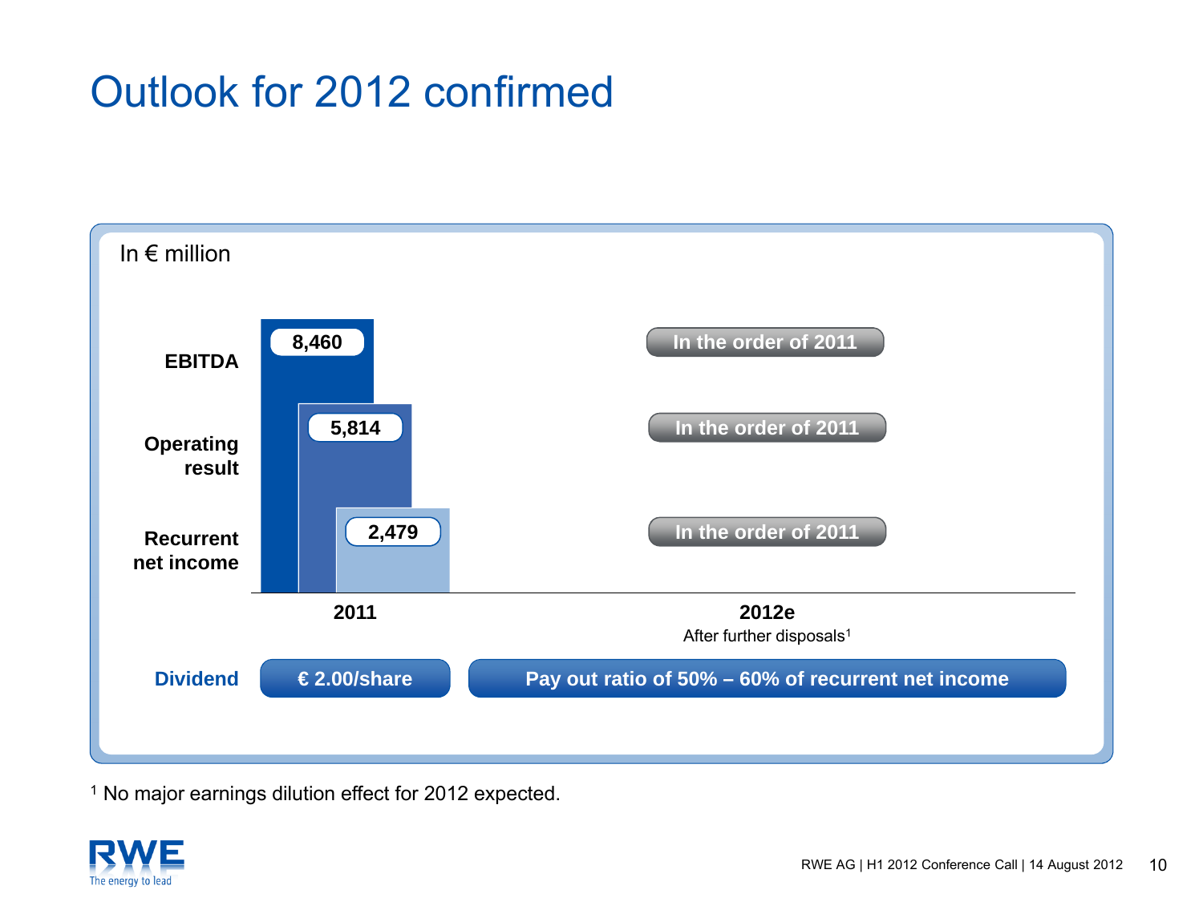# Outlook for 2012 confirmed

In € million

|  | 2011 | 2012e<br>After further disposals[1] |
| --- | --- | --- |
| EBITDA | 8,460 | In the order of 2011 |
| Operating result | 5,814 | In the order of 2011 |
| Recurrent net income | 2,479 | In the order of 2011 |
| Dividend | € 2.00/share | Pay out ratio of 50% – 60% of recurrent net income |

[1] No major earnings dilution effect for 2012 expected.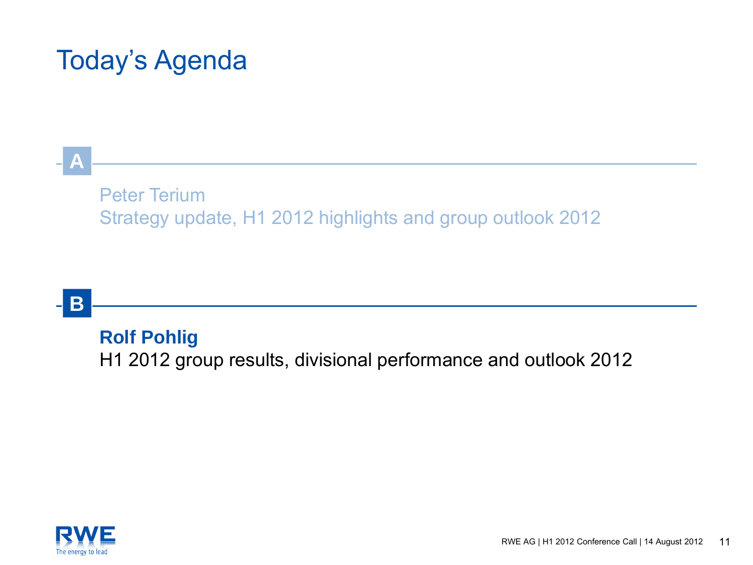# Today's Agenda

**A**

Peter Terium
Strategy update, H1 2012 highlights and group outlook 2012

**B**

**Rolf Pohlig**
H1 2012 group results, divisional performance and outlook 2012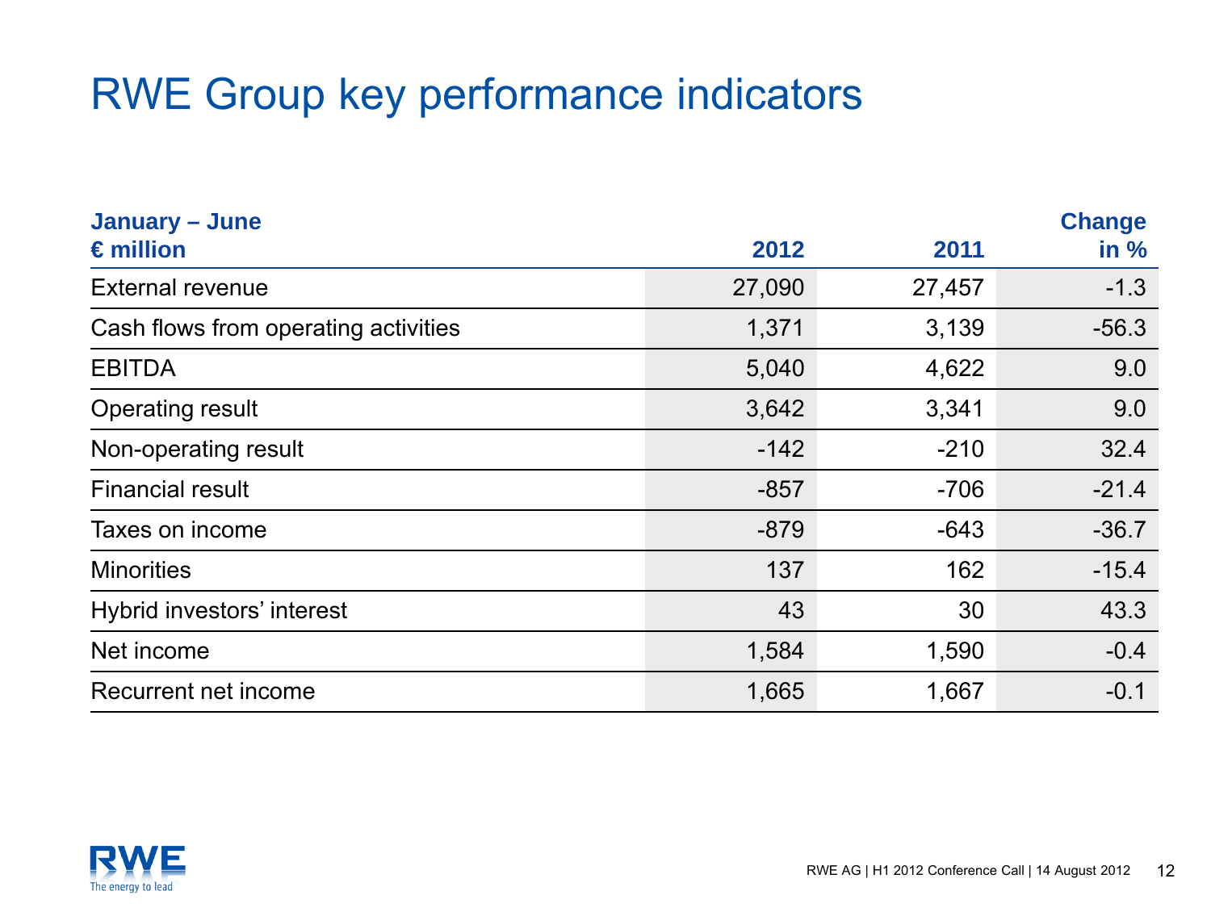# RWE Group key performance indicators

| January – June<br>€ million | 2012 | 2011 | Change in % |
|---|---|---|---|
| External revenue | 27,090 | 27,457 | -1.3 |
| Cash flows from operating activities | 1,371 | 3,139 | -56.3 |
| EBITDA | 5,040 | 4,622 | 9.0 |
| Operating result | 3,642 | 3,341 | 9.0 |
| Non-operating result | -142 | -210 | 32.4 |
| Financial result | -857 | -706 | -21.4 |
| Taxes on income | -879 | -643 | -36.7 |
| Minorities | 137 | 162 | -15.4 |
| Hybrid investors' interest | 43 | 30 | 43.3 |
| Net income | 1,584 | 1,590 | -0.4 |
| Recurrent net income | 1,665 | 1,667 | -0.1 |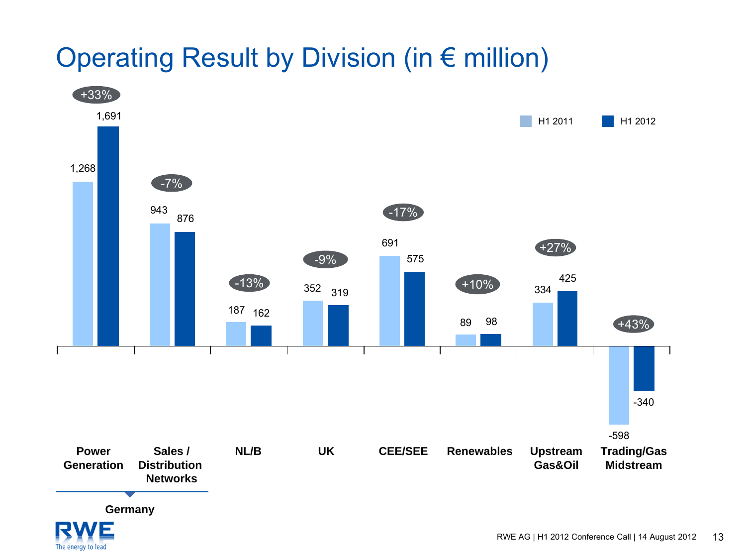# Operating Result by Division (in € million)

| Division | H1 2011 | H1 2012 | Change |
| --- | --- | --- | --- |
| Power Generation (Germany) | 1,268 | 1,691 | +33% |
| Sales / Distribution Networks (Germany) | 943 | 876 | -7% |
| NL/B | 187 | 162 | -13% |
| UK | 352 | 319 | -9% |
| CEE/SEE | 691 | 575 | -17% |
| Renewables | 89 | 98 | +10% |
| Upstream Gas&Oil | 334 | 425 | +27% |
| Trading/Gas Midstream | -598 | -340 | +43% |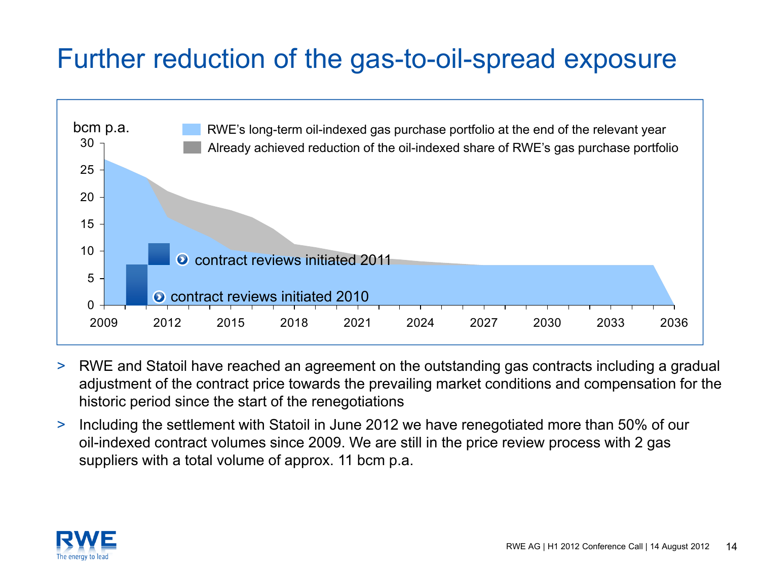# Further reduction of the gas-to-oil-spread exposure

bcm p.a.

- RWE's long-term oil-indexed gas purchase portfolio at the end of the relevant year
- Already achieved reduction of the oil-indexed share of RWE's gas purchase portfolio

contract reviews initiated 2011

contract reviews initiated 2010

> RWE and Statoil have reached an agreement on the outstanding gas contracts including a gradual adjustment of the contract price towards the prevailing market conditions and compensation for the historic period since the start of the renegotiations

> Including the settlement with Statoil in June 2012 we have renegotiated more than 50% of our oil-indexed contract volumes since 2009. We are still in the price review process with 2 gas suppliers with a total volume of approx. 11 bcm p.a.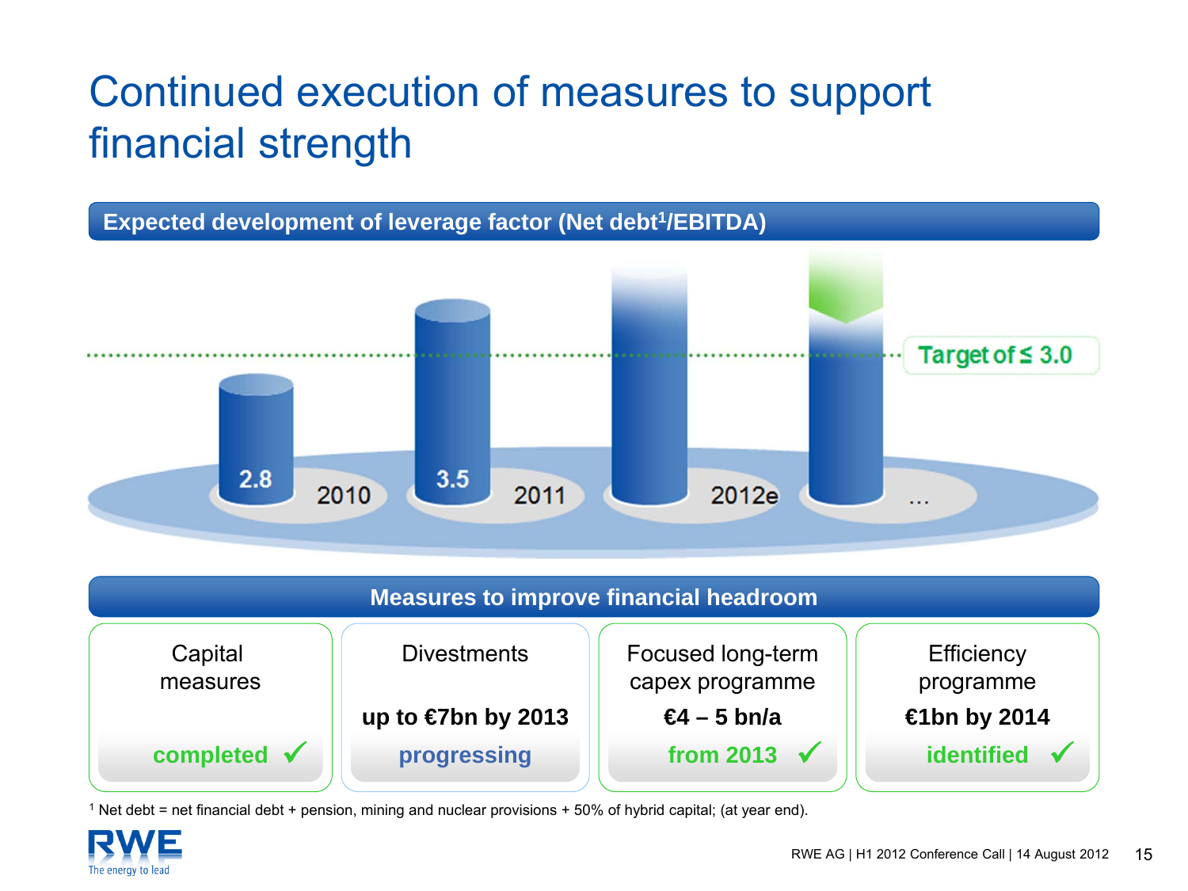# Continued execution of measures to support financial strength

## Expected development of leverage factor (Net debt[1]/EBITDA)

| Year | Leverage factor |
|---|---|
| 2010 | 2.8 |
| 2011 | 3.5 |
| 2012e | |
| ... | |

Target of ≤ 3.0

## Measures to improve financial headroom

| Capital measures | Divestments | Focused long-term capex programme | Efficiency programme |
|---|---|---|---|
| | **up to €7bn by 2013** | **€4 – 5 bn/a** | **€1bn by 2014** |
| **completed** ✓ | **progressing** | **from 2013** ✓ | **identified** ✓ |

[1] Net debt = net financial debt + pension, mining and nuclear provisions + 50% of hybrid capital; (at year end).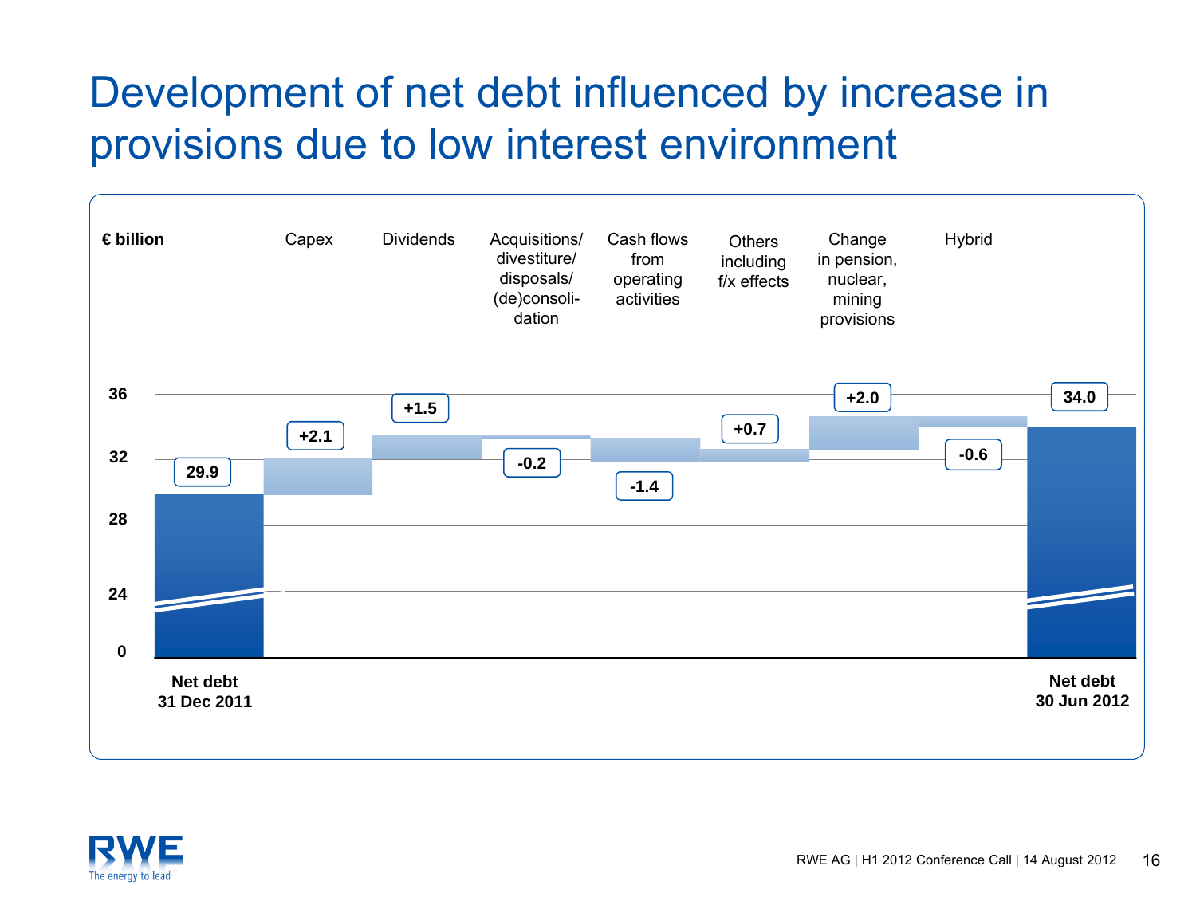# Development of net debt influenced by increase in provisions due to low interest environment

€ billion

| | € billion |
|---|---|
| Net debt 31 Dec 2011 | 29.9 |
| Capex | +2.1 |
| Dividends | +1.5 |
| Acquisitions/ divestiture/ disposals/ (de)consolidation | -0.2 |
| Cash flows from operating activities | -1.4 |
| Others including f/x effects | +0.7 |
| Change in pension, nuclear, mining provisions | +2.0 |
| Hybrid | -0.6 |
| Net debt 30 Jun 2012 | 34.0 |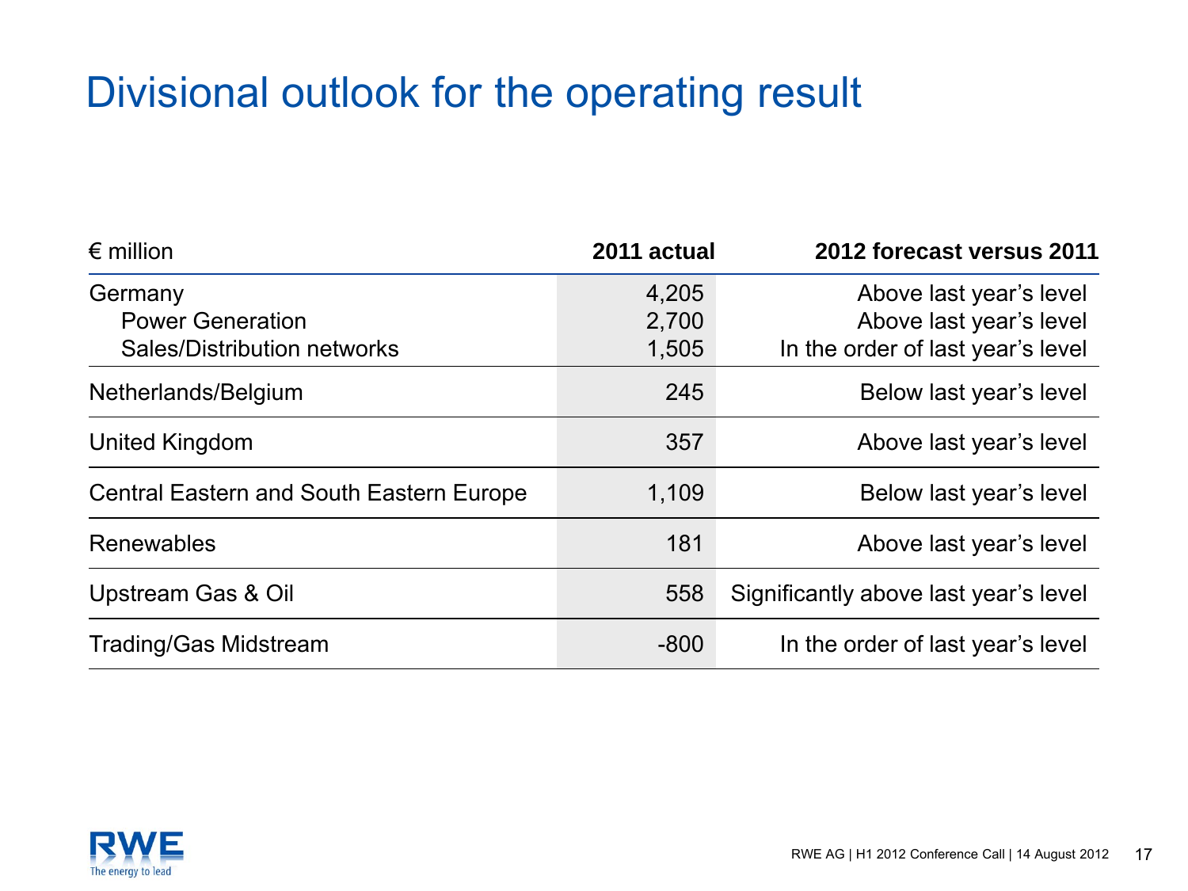# Divisional outlook for the operating result

| € million | 2011 actual | 2012 forecast versus 2011 |
|---|---|---|
| Germany | 4,205 | Above last year's level |
| Power Generation | 2,700 | Above last year's level |
| Sales/Distribution networks | 1,505 | In the order of last year's level |
| Netherlands/Belgium | 245 | Below last year's level |
| United Kingdom | 357 | Above last year's level |
| Central Eastern and South Eastern Europe | 1,109 | Below last year's level |
| Renewables | 181 | Above last year's level |
| Upstream Gas & Oil | 558 | Significantly above last year's level |
| Trading/Gas Midstream | -800 | In the order of last year's level |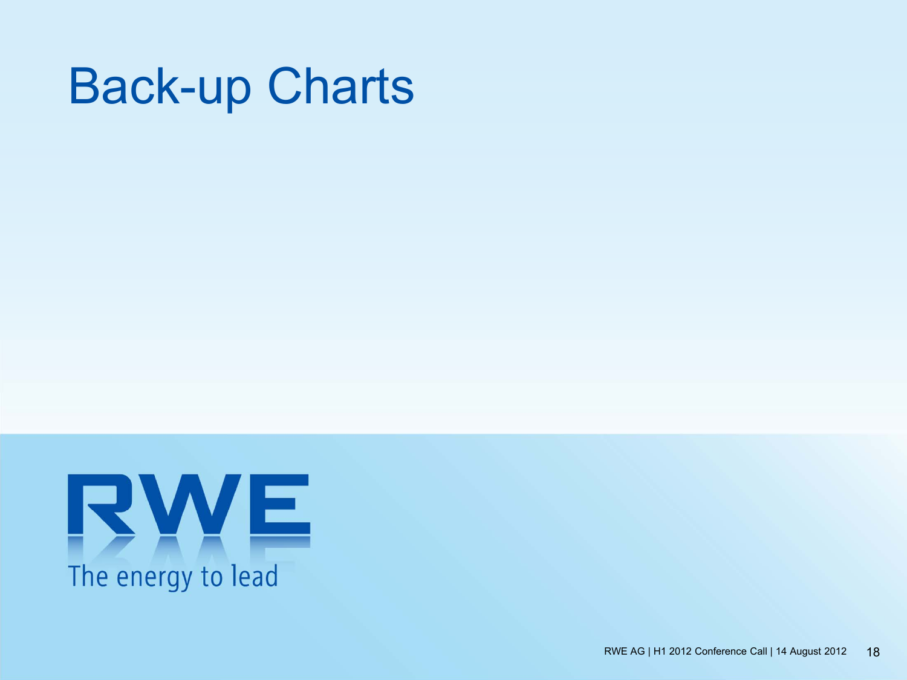# Back-up Charts

RWE

The energy to lead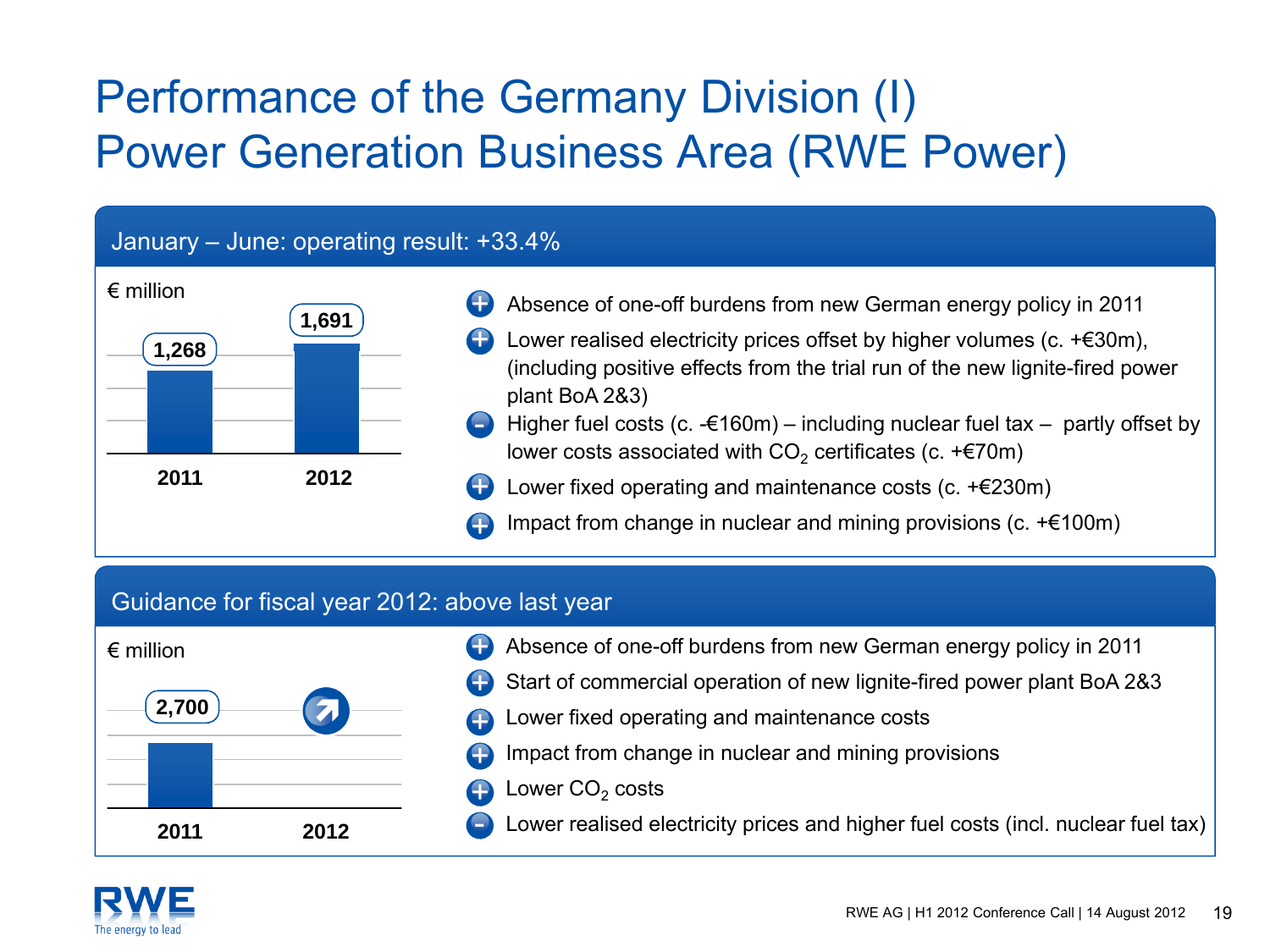# Performance of the Germany Division (I)
# Power Generation Business Area (RWE Power)

## January – June: operating result: +33.4%

€ million

| 2011 | 2012 |
|---|---|
| 1,268 | 1,691 |

- (+) Absence of one-off burdens from new German energy policy in 2011
- (+) Lower realised electricity prices offset by higher volumes (c. +€30m), (including positive effects from the trial run of the new lignite-fired power plant BoA 2&3)
- (–) Higher fuel costs (c. -€160m) – including nuclear fuel tax – partly offset by lower costs associated with $CO_2$ certificates (c. +€70m)
- (+) Lower fixed operating and maintenance costs (c. +€230m)
- (+) Impact from change in nuclear and mining provisions (c. +€100m)

## Guidance for fiscal year 2012: above last year

€ million

| 2011 | 2012 |
|---|---|
| 2,700 | ↗ |

- (+) Absence of one-off burdens from new German energy policy in 2011
- (+) Start of commercial operation of new lignite-fired power plant BoA 2&3
- (+) Lower fixed operating and maintenance costs
- (+) Impact from change in nuclear and mining provisions
- (+) Lower $CO_2$ costs
- (–) Lower realised electricity prices and higher fuel costs (incl. nuclear fuel tax)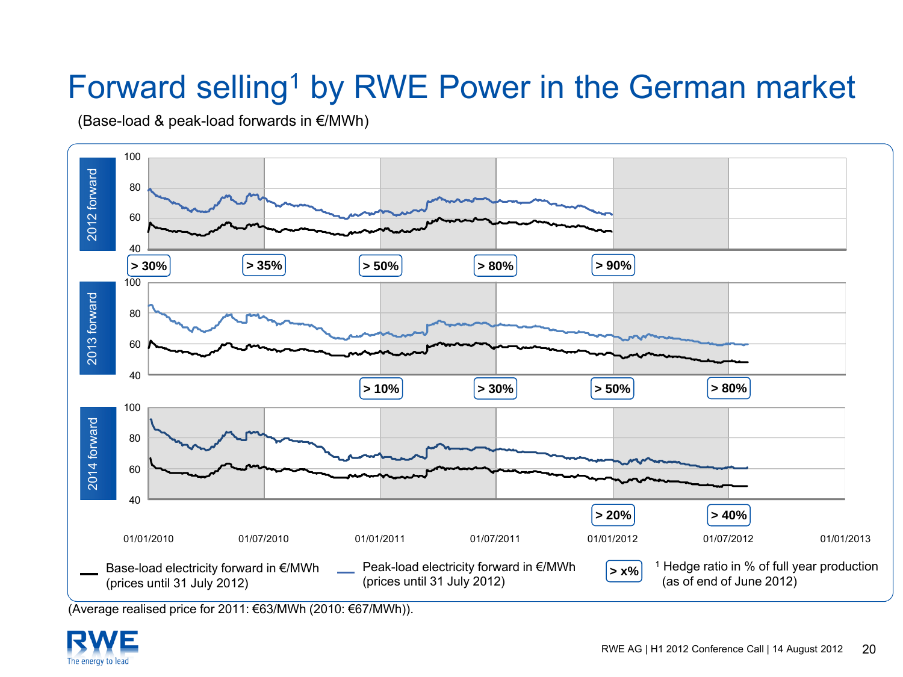# Forward selling[1] by RWE Power in the German market

(Base-load & peak-load forwards in €/MWh)

**2012 forward**

Hedge ratios: > 30% (01/01/2010), > 35% (01/07/2010), > 50% (01/01/2011), > 80% (01/07/2011), > 90% (01/01/2012)

**2013 forward**

Hedge ratios: > 10% (01/01/2011), > 30% (01/07/2011), > 50% (01/01/2012), > 80% (01/07/2012)

**2014 forward**

Hedge ratios: > 20% (01/01/2012), > 40% (01/07/2012)

Base-load electricity forward in €/MWh (prices until 31 July 2012)

Peak-load electricity forward in €/MWh (prices until 31 July 2012)

> x%: [1] Hedge ratio in % of full year production (as of end of June 2012)

(Average realised price for 2011: €63/MWh (2010: €67/MWh)).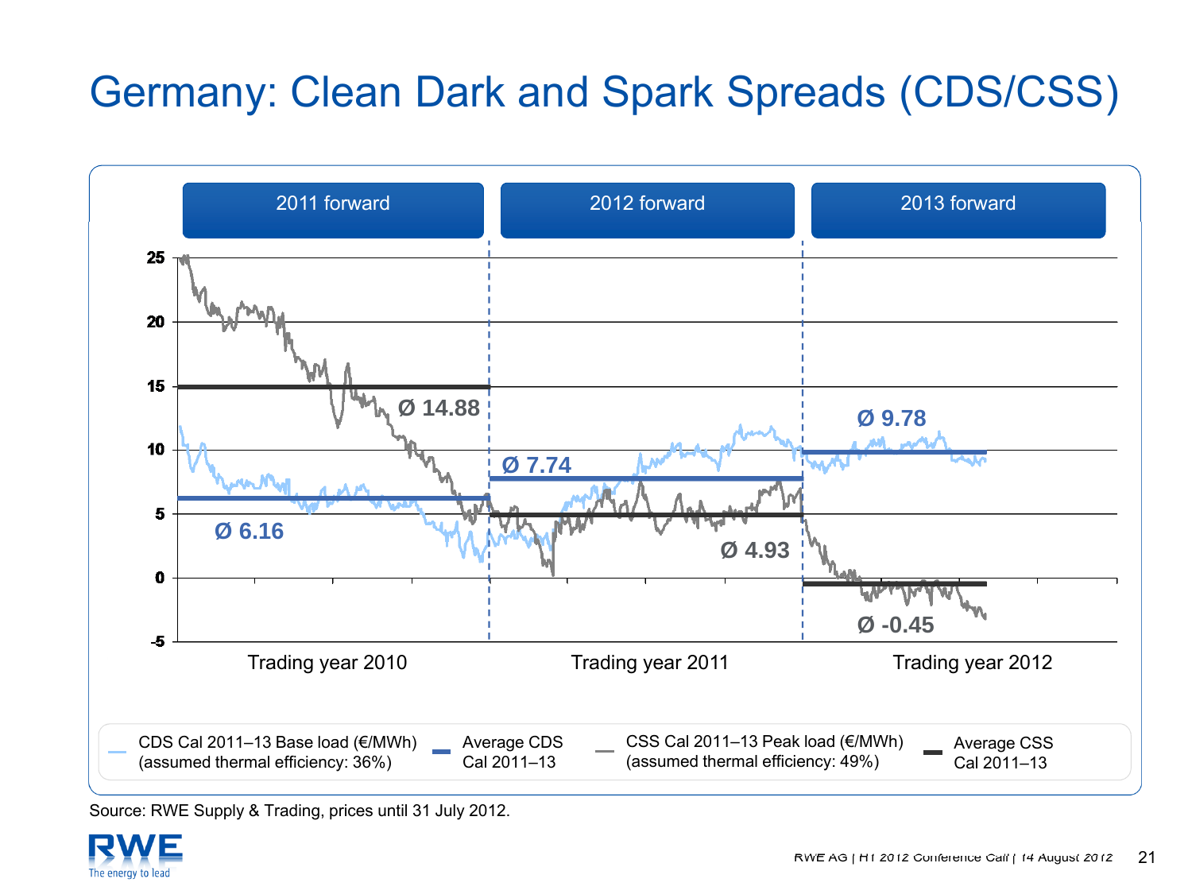# Germany: Clean Dark and Spark Spreads (CDS/CSS)

| | 2011 forward | 2012 forward | 2013 forward |
|---|---|---|---|
| | Trading year 2010 | Trading year 2011 | Trading year 2012 |
| Average CDS Cal 2011–13 | Ø 6.16 | Ø 7.74 | Ø 9.78 |
| Average CSS Cal 2011–13 | Ø 14.88 | Ø 4.93 | Ø -0.45 |

- CDS Cal 2011–13 Base load (€/MWh) (assumed thermal efficiency: 36%)
- Average CDS Cal 2011–13
- CSS Cal 2011–13 Peak load (€/MWh) (assumed thermal efficiency: 49%)
- Average CSS Cal 2011–13

Source: RWE Supply & Trading, prices until 31 July 2012.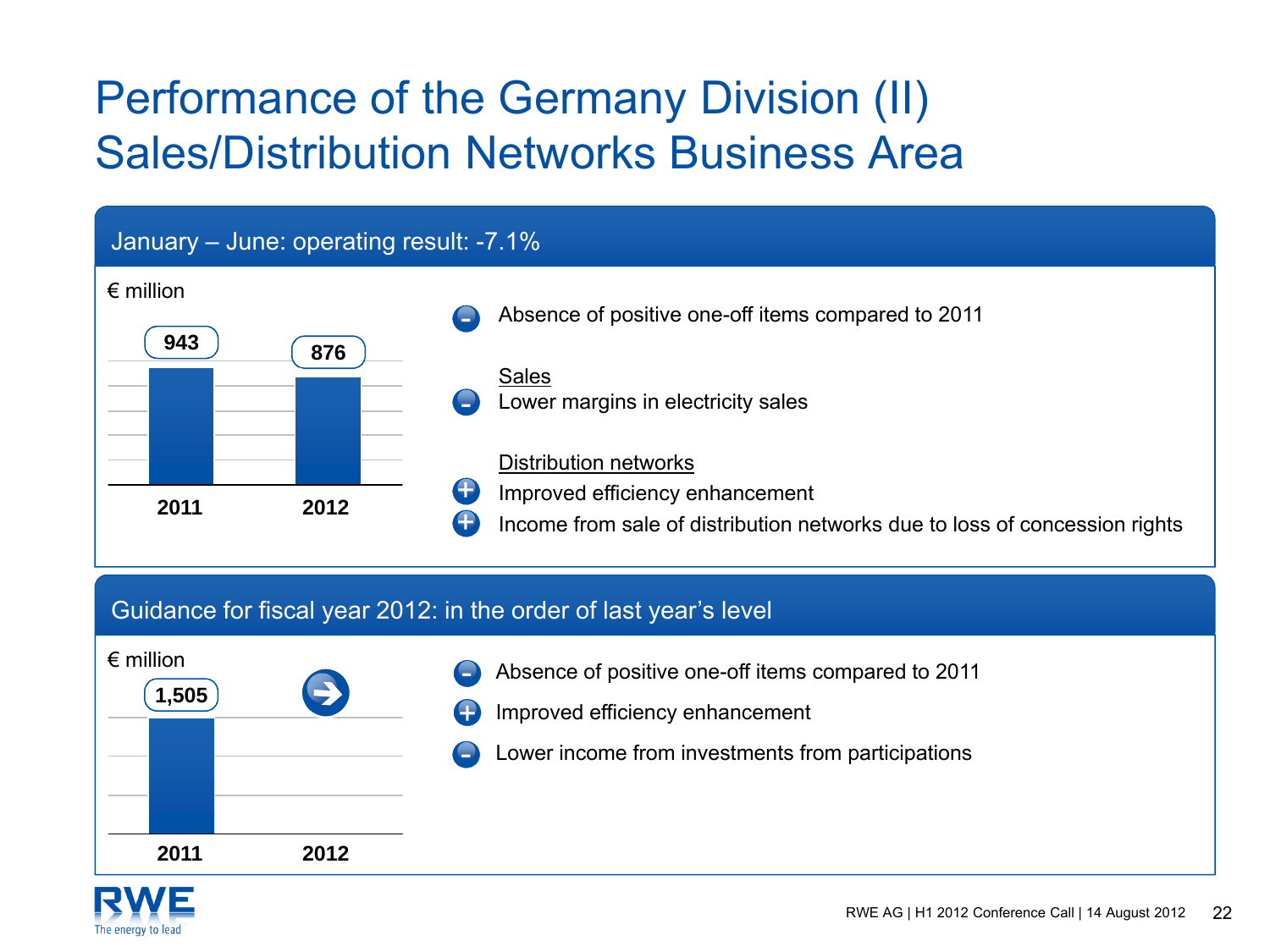# Performance of the Germany Division (II)
# Sales/Distribution Networks Business Area

## January – June: operating result: -7.1%

€ million

| | 2011 | 2012 |
|---|---|---|
| Operating result | 943 | 876 |

- (–) Absence of positive one-off items compared to 2011

Sales

- (–) Lower margins in electricity sales

Distribution networks

- (+) Improved efficiency enhancement
- (+) Income from sale of distribution networks due to loss of concession rights

## Guidance for fiscal year 2012: in the order of last year's level

€ million

| | 2011 | 2012 |
|---|---|---|
| Operating result | 1,505 | → |

- (–) Absence of positive one-off items compared to 2011
- (+) Improved efficiency enhancement
- (–) Lower income from investments from participations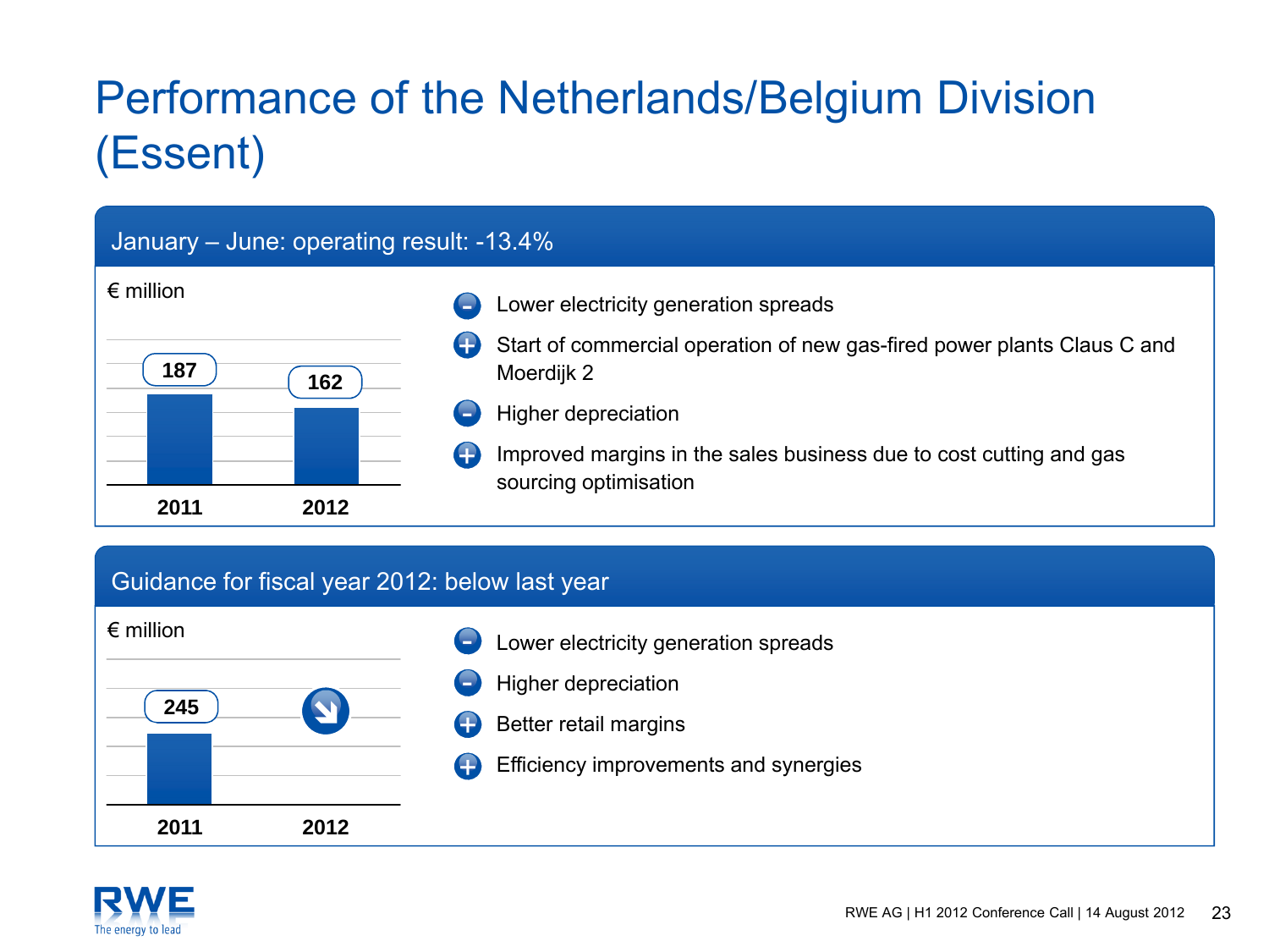# Performance of the Netherlands/Belgium Division (Essent)

## January – June: operating result: -13.4%

€ million

| | 2011 | 2012 |
|---|---|---|
| Operating result | 187 | 162 |

- (–) Lower electricity generation spreads
- (+) Start of commercial operation of new gas-fired power plants Claus C and Moerdijk 2
- (–) Higher depreciation
- (+) Improved margins in the sales business due to cost cutting and gas sourcing optimisation

## Guidance for fiscal year 2012: below last year

€ million

| | 2011 | 2012 |
|---|---|---|
| Operating result | 245 | ↘ |

- (–) Lower electricity generation spreads
- (–) Higher depreciation
- (+) Better retail margins
- (+) Efficiency improvements and synergies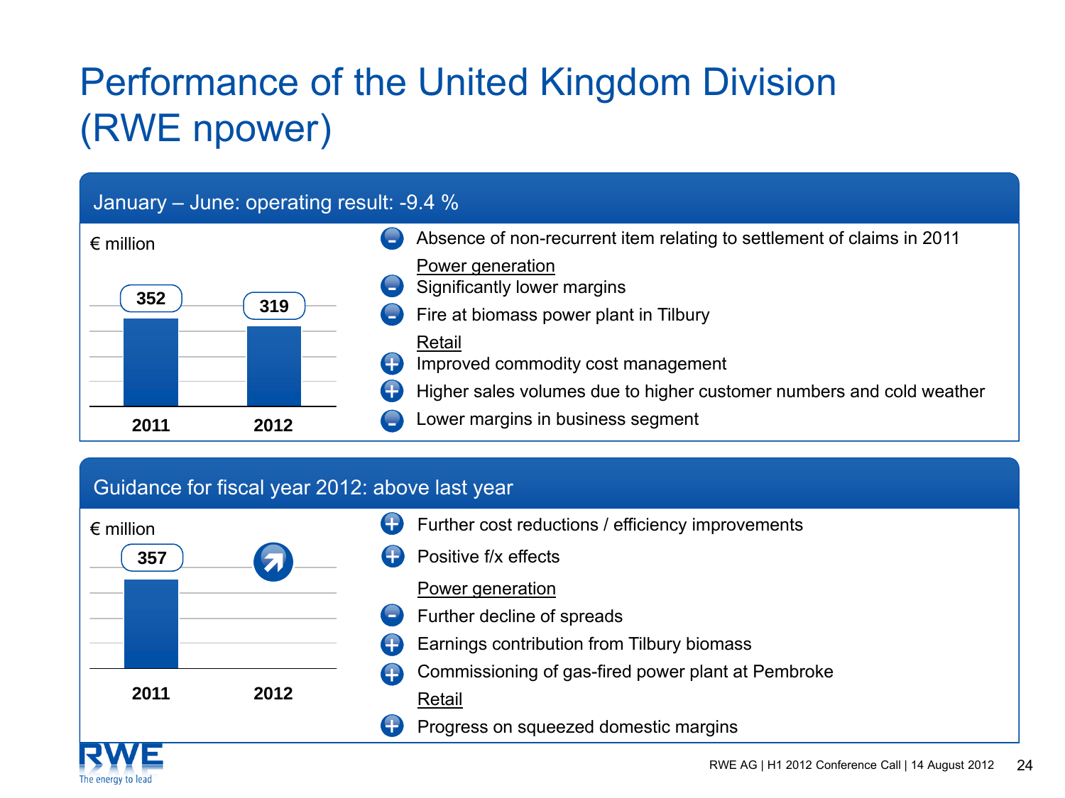# Performance of the United Kingdom Division (RWE npower)

## January – June: operating result: -9.4 %

€ million

| | 2011 | 2012 |
|---|---|---|
| Operating result | 352 | 319 |

- (–) Absence of non-recurrent item relating to settlement of claims in 2011

Power generation

- (–) Significantly lower margins
- (–) Fire at biomass power plant in Tilbury

Retail

- (+) Improved commodity cost management
- (+) Higher sales volumes due to higher customer numbers and cold weather
- (–) Lower margins in business segment

## Guidance for fiscal year 2012: above last year

€ million

| | 2011 | 2012 |
|---|---|---|
| Operating result | 357 | ↗ |

- (+) Further cost reductions / efficiency improvements
- (+) Positive f/x effects

Power generation

- (–) Further decline of spreads
- (+) Earnings contribution from Tilbury biomass
- (+) Commissioning of gas-fired power plant at Pembroke

Retail

- (+) Progress on squeezed domestic margins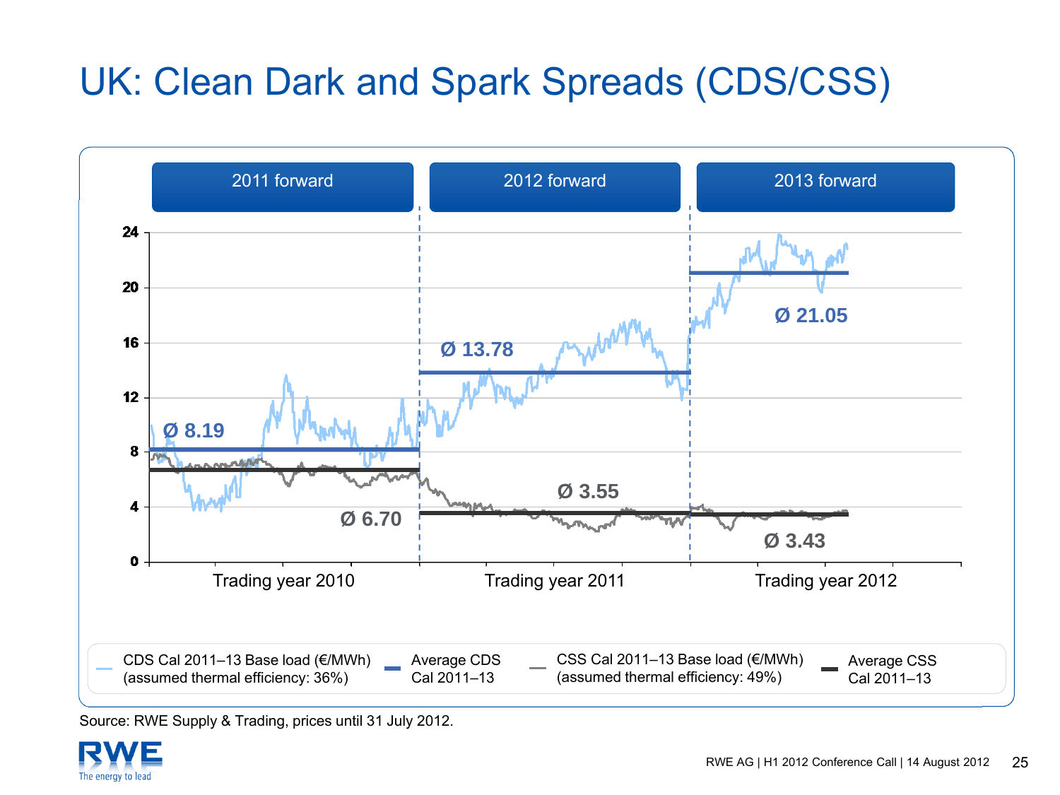# UK: Clean Dark and Spark Spreads (CDS/CSS)

| | 2011 forward | 2012 forward | 2013 forward |
|---|---|---|---|
| | Trading year 2010 | Trading year 2011 | Trading year 2012 |
| Average CDS Cal 2011–13 | Ø 8.19 | Ø 13.78 | Ø 21.05 |
| Average CSS Cal 2011–13 | Ø 6.70 | Ø 3.55 | Ø 3.43 |

- CDS Cal 2011–13 Base load (€/MWh) (assumed thermal efficiency: 36%)
- Average CDS Cal 2011–13
- CSS Cal 2011–13 Base load (€/MWh) (assumed thermal efficiency: 49%)
- Average CSS Cal 2011–13

Source: RWE Supply & Trading, prices until 31 July 2012.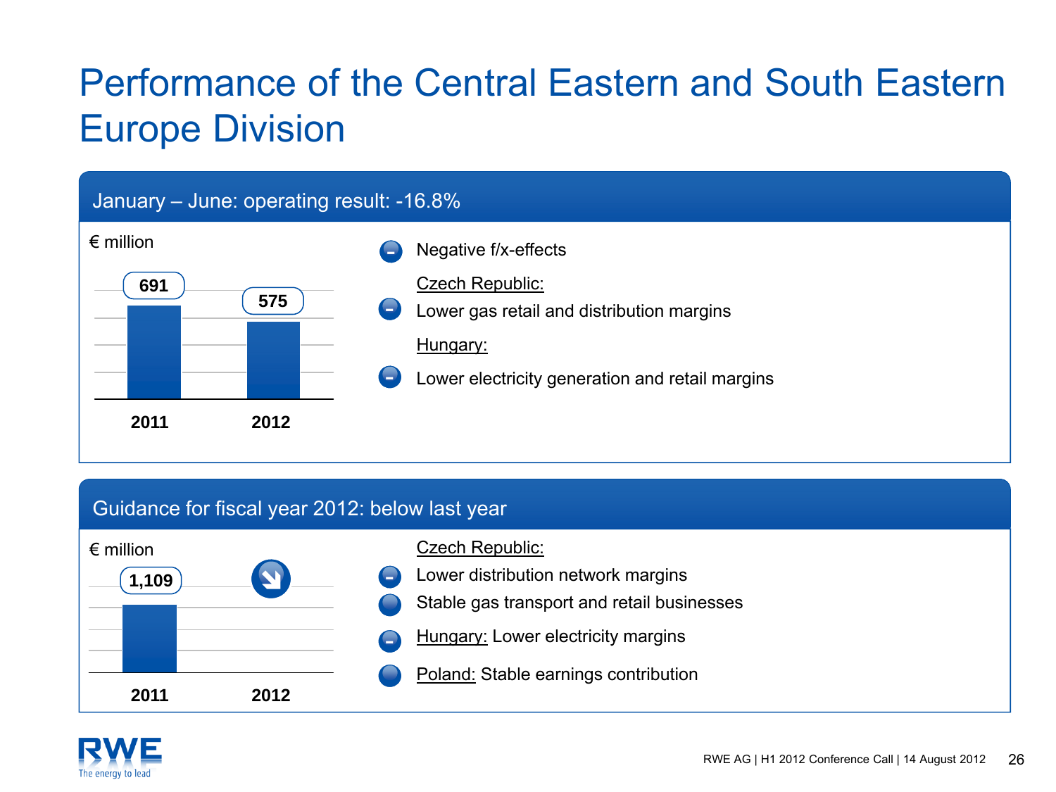# Performance of the Central Eastern and South Eastern Europe Division

## January – June: operating result: -16.8%

€ million

| 2011 | 2012 |
|---|---|
| 691 | 575 |

- Negative f/x-effects

Czech Republic:

- Lower gas retail and distribution margins

Hungary:

- Lower electricity generation and retail margins

## Guidance for fiscal year 2012: below last year

€ million

| 2011 | 2012 |
|---|---|
| 1,109 | ↘ |

Czech Republic:

- Lower distribution network margins
- Stable gas transport and retail businesses
- Hungary: Lower electricity margins
- Poland: Stable earnings contribution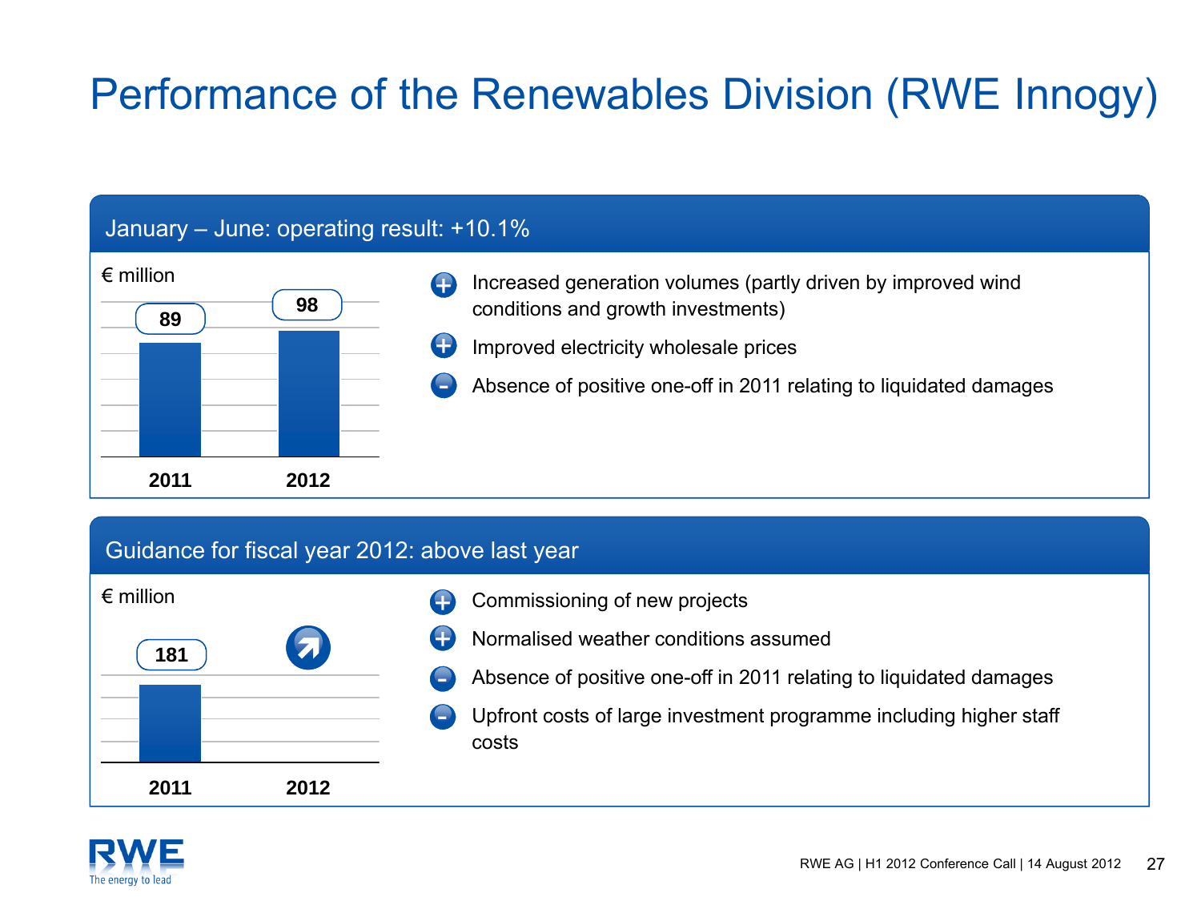# Performance of the Renewables Division (RWE Innogy)

## January – June: operating result: +10.1%

€ million

| | 2011 | 2012 |
|---|---|---|
| Operating result | 89 | 98 |

- (+) Increased generation volumes (partly driven by improved wind conditions and growth investments)
- (+) Improved electricity wholesale prices
- (-) Absence of positive one-off in 2011 relating to liquidated damages

## Guidance for fiscal year 2012: above last year

€ million

| | 2011 | 2012 |
|---|---|---|
| Operating result | 181 | ↗ |

- (+) Commissioning of new projects
- (+) Normalised weather conditions assumed
- (-) Absence of positive one-off in 2011 relating to liquidated damages
- (-) Upfront costs of large investment programme including higher staff costs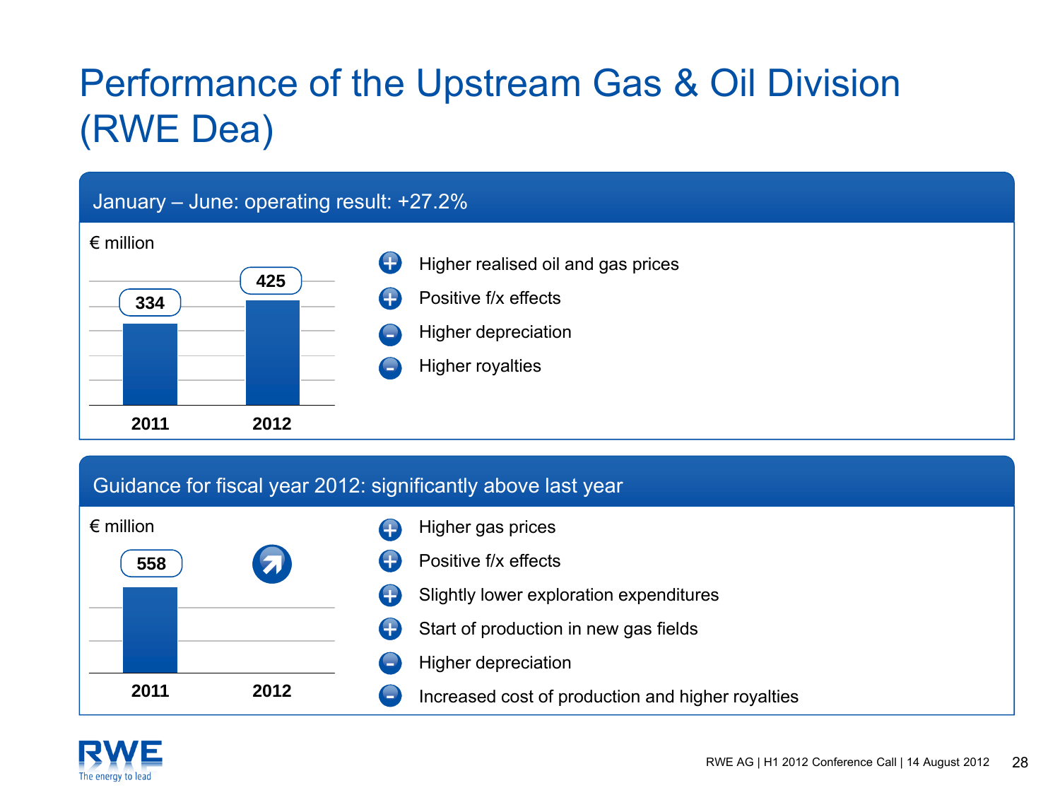# Performance of the Upstream Gas & Oil Division (RWE Dea)

## January – June: operating result: +27.2%

€ million

| | 2011 | 2012 |
|---|---|---|
| Operating result | 334 | 425 |

- (+) Higher realised oil and gas prices
- (+) Positive f/x effects
- (–) Higher depreciation
- (–) Higher royalties

## Guidance for fiscal year 2012: significantly above last year

€ million

| | 2011 | 2012 |
|---|---|---|
| Operating result | 558 | ↗ |

- (+) Higher gas prices
- (+) Positive f/x effects
- (+) Slightly lower exploration expenditures
- (+) Start of production in new gas fields
- (–) Higher depreciation
- (–) Increased cost of production and higher royalties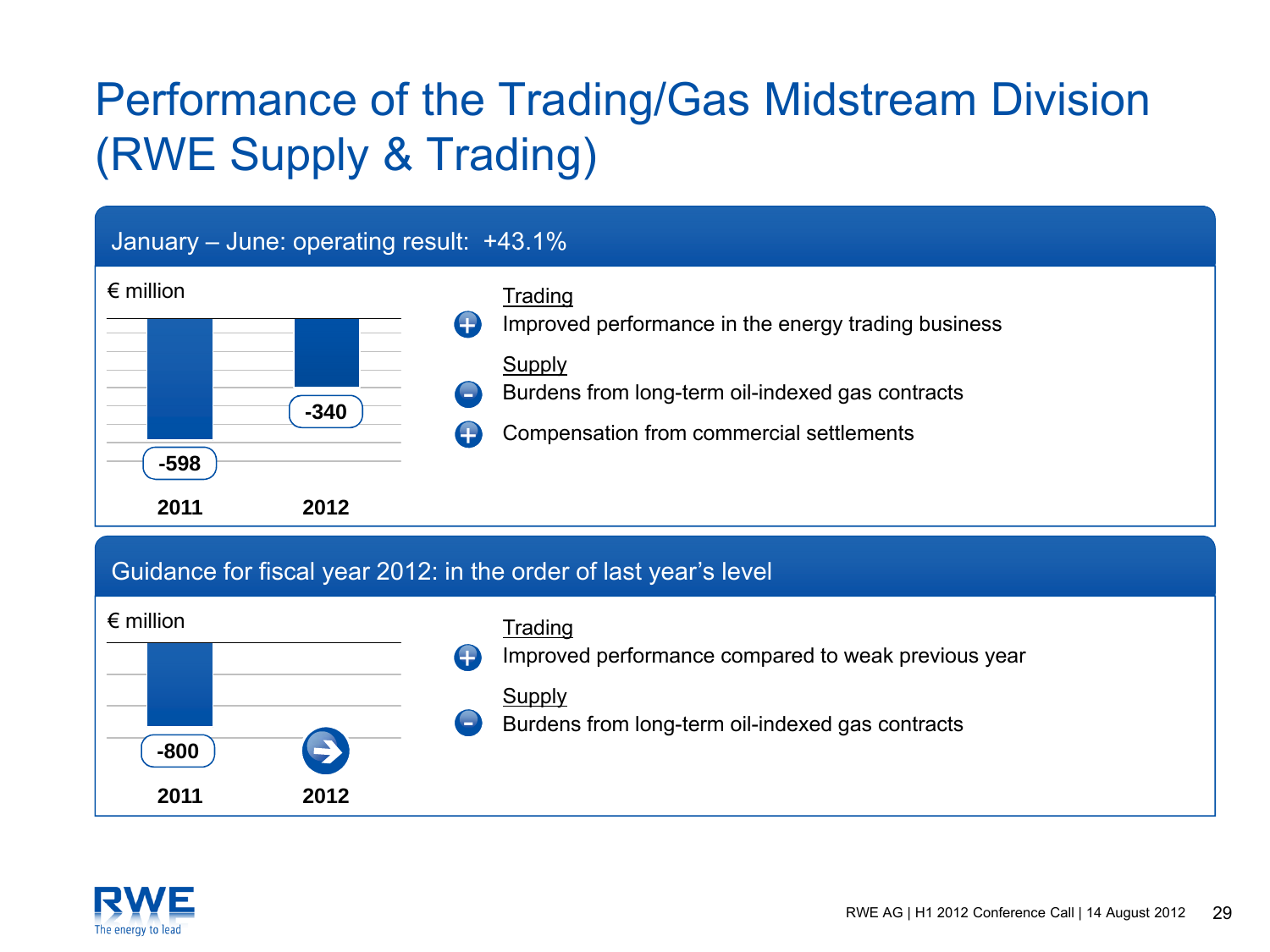# Performance of the Trading/Gas Midstream Division (RWE Supply & Trading)

## January – June: operating result: +43.1%

€ million

| | 2011 | 2012 |
|---|---|---|
| Operating result | -598 | -340 |

Trading

- (+) Improved performance in the energy trading business

Supply

- (–) Burdens from long-term oil-indexed gas contracts
- (+) Compensation from commercial settlements

## Guidance for fiscal year 2012: in the order of last year's level

€ million

| | 2011 | 2012 |
|---|---|---|
| Operating result | -800 | → |

Trading

- (+) Improved performance compared to weak previous year

Supply

- (–) Burdens from long-term oil-indexed gas contracts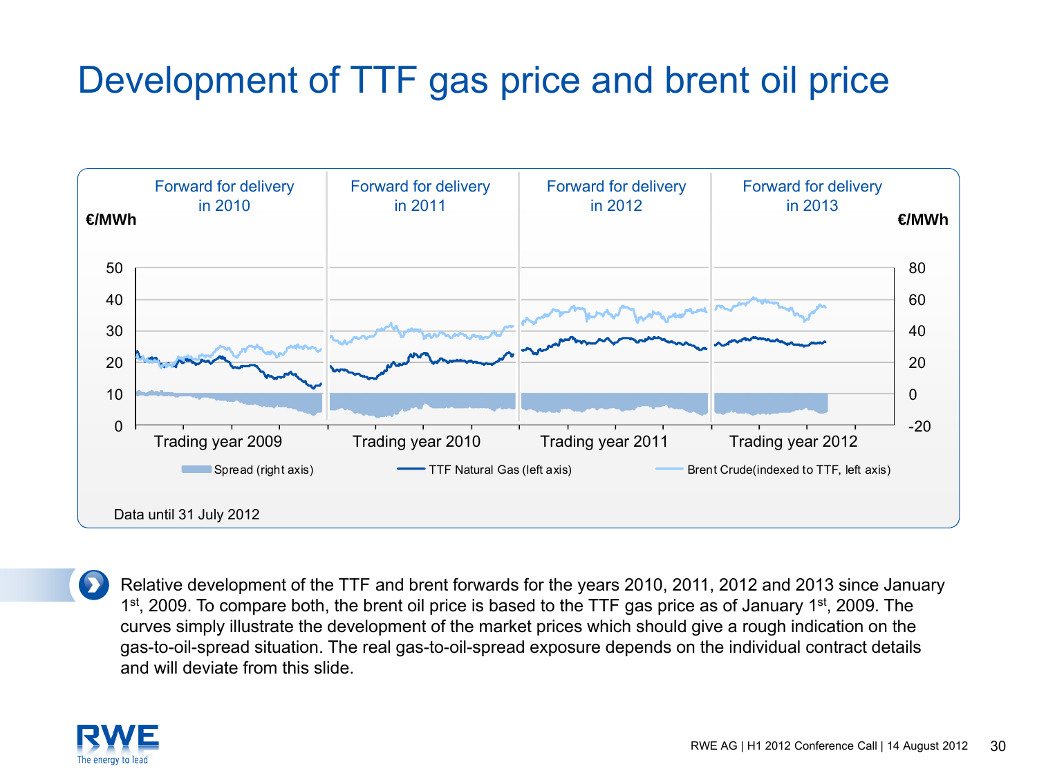# Development of TTF gas price and brent oil price

Forward for delivery in 2010 | Forward for delivery in 2011 | Forward for delivery in 2012 | Forward for delivery in 2013

€/MWh (left axis: 0–50) | €/MWh (right axis: -20–80)

Trading year 2009 | Trading year 2010 | Trading year 2011 | Trading year 2012

Spread (right axis) | TTF Natural Gas (left axis) | Brent Crude(indexed to TTF, left axis)

Data until 31 July 2012

Relative development of the TTF and brent forwards for the years 2010, 2011, 2012 and 2013 since January 1st, 2009. To compare both, the brent oil price is based to the TTF gas price as of January 1st, 2009. The curves simply illustrate the development of the market prices which should give a rough indication on the gas-to-oil-spread situation. The real gas-to-oil-spread exposure depends on the individual contract details and will deviate from this slide.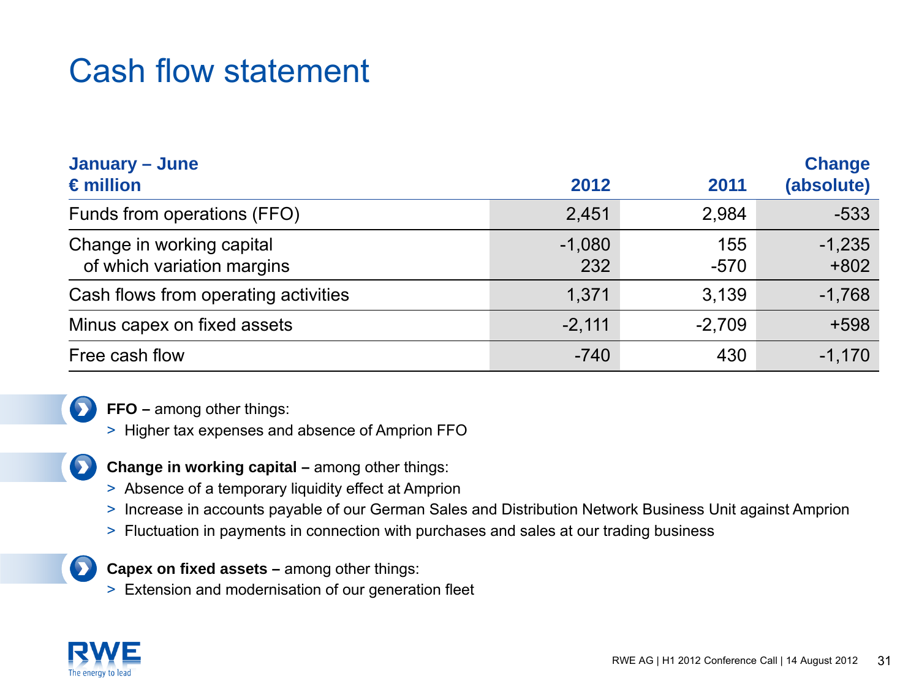# Cash flow statement

| January – June<br>€ million | 2012 | 2011 | Change (absolute) |
|---|---|---|---|
| Funds from operations (FFO) | 2,451 | 2,984 | -533 |
| Change in working capital | -1,080 | 155 | -1,235 |
| of which variation margins | 232 | -570 | +802 |
| Cash flows from operating activities | 1,371 | 3,139 | -1,768 |
| Minus capex on fixed assets | -2,111 | -2,709 | +598 |
| Free cash flow | -740 | 430 | -1,170 |

**FFO –** among other things:
- Higher tax expenses and absence of Amprion FFO

**Change in working capital –** among other things:
- Absence of a temporary liquidity effect at Amprion
- Increase in accounts payable of our German Sales and Distribution Network Business Unit against Amprion
- Fluctuation in payments in connection with purchases and sales at our trading business

**Capex on fixed assets –** among other things:
- Extension and modernisation of our generation fleet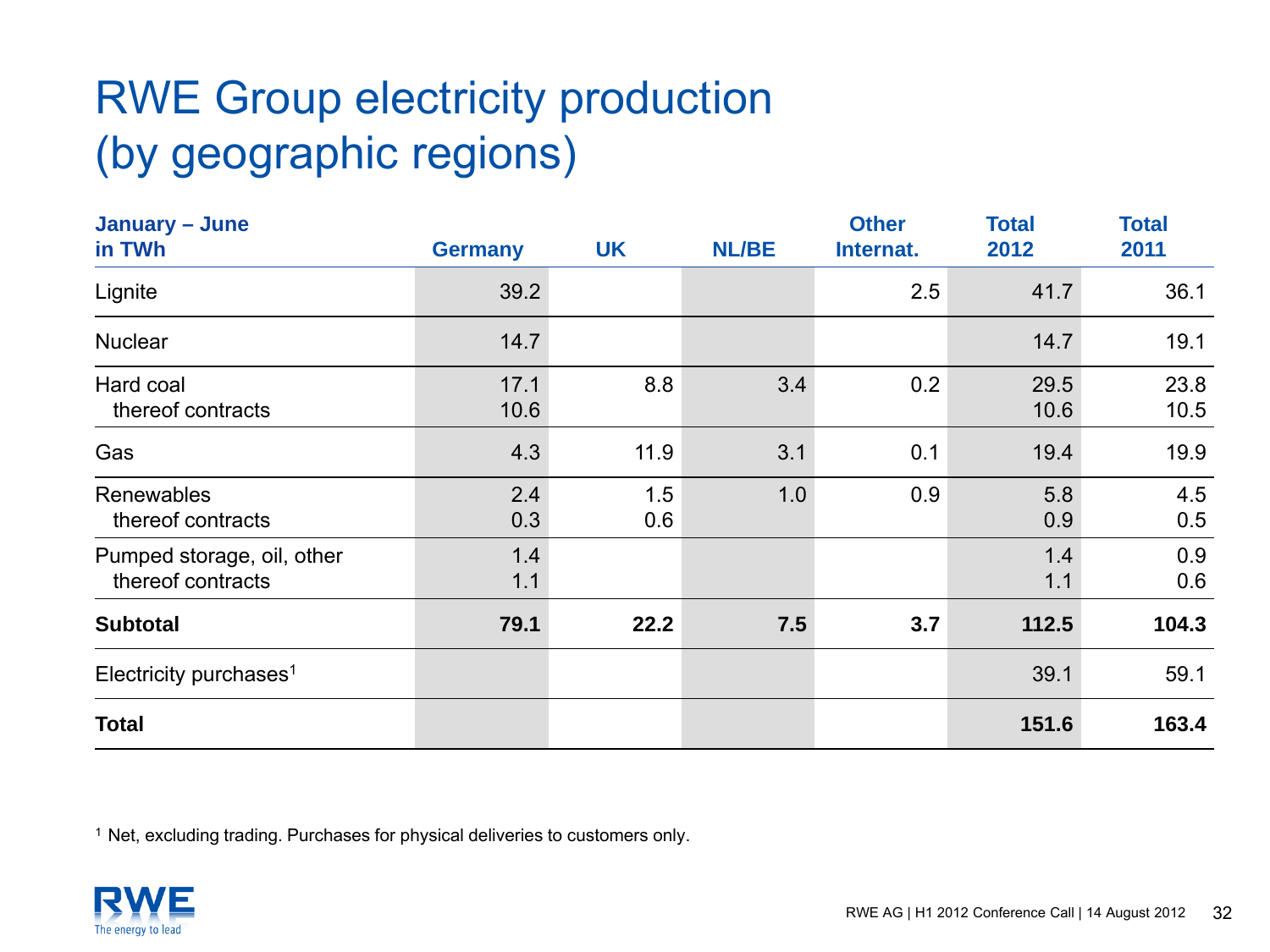# RWE Group electricity production (by geographic regions)

| January – June in TWh | Germany | UK | NL/BE | Other Internat. | Total 2012 | Total 2011 |
|---|---|---|---|---|---|---|
| Lignite | 39.2 | | | 2.5 | 41.7 | 36.1 |
| Nuclear | 14.7 | | | | 14.7 | 19.1 |
| Hard coal | 17.1 | 8.8 | 3.4 | 0.2 | 29.5 | 23.8 |
| thereof contracts | 10.6 | | | | 10.6 | 10.5 |
| Gas | 4.3 | 11.9 | 3.1 | 0.1 | 19.4 | 19.9 |
| Renewables | 2.4 | 1.5 | 1.0 | 0.9 | 5.8 | 4.5 |
| thereof contracts | 0.3 | 0.6 | | | 0.9 | 0.5 |
| Pumped storage, oil, other | 1.4 | | | | 1.4 | 0.9 |
| thereof contracts | 1.1 | | | | 1.1 | 0.6 |
| **Subtotal** | **79.1** | **22.2** | **7.5** | **3.7** | **112.5** | **104.3** |
| Electricity purchases[1] | | | | | 39.1 | 59.1 |
| **Total** | | | | | **151.6** | **163.4** |

[1] Net, excluding trading. Purchases for physical deliveries to customers only.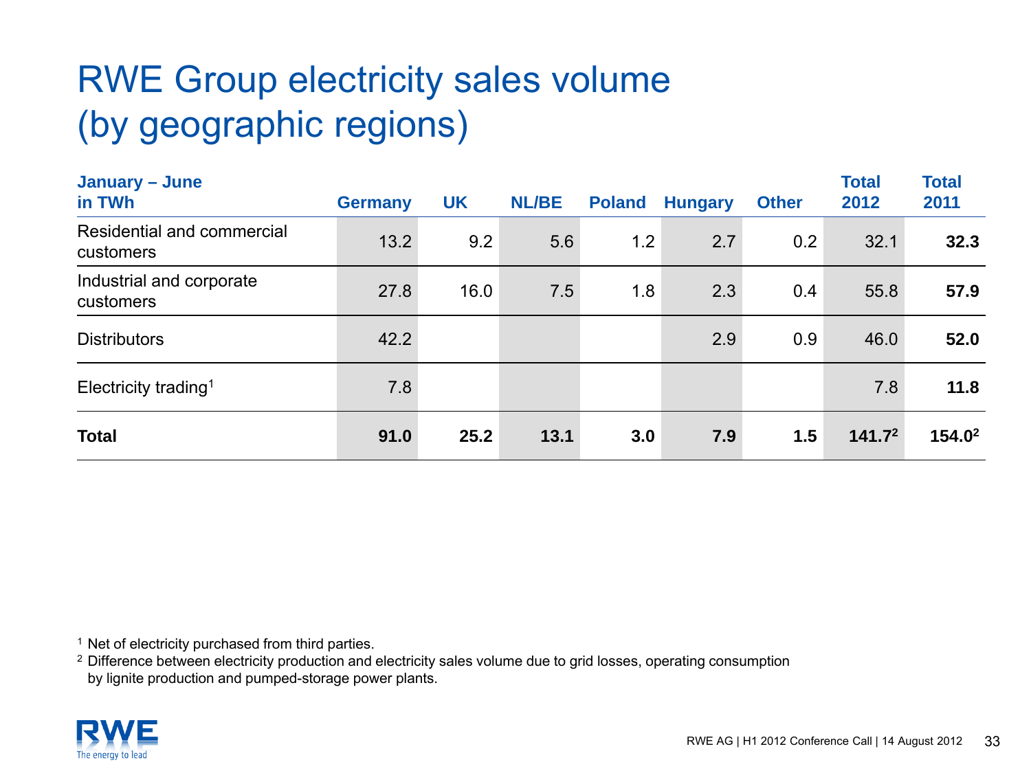# RWE Group electricity sales volume (by geographic regions)

| January – June in TWh | Germany | UK | NL/BE | Poland | Hungary | Other | Total 2012 | Total 2011 |
|---|---|---|---|---|---|---|---|---|
| Residential and commercial customers | 13.2 | 9.2 | 5.6 | 1.2 | 2.7 | 0.2 | 32.1 | **32.3** |
| Industrial and corporate customers | 27.8 | 16.0 | 7.5 | 1.8 | 2.3 | 0.4 | 55.8 | **57.9** |
| Distributors | 42.2 | | | | 2.9 | 0.9 | 46.0 | **52.0** |
| Electricity trading[1] | 7.8 | | | | | | 7.8 | **11.8** |
| **Total** | **91.0** | **25.2** | **13.1** | **3.0** | **7.9** | **1.5** | **141.7**[2] | **154.0**[2] |

[1] Net of electricity purchased from third parties.

[2] Difference between electricity production and electricity sales volume due to grid losses, operating consumption by lignite production and pumped-storage power plants.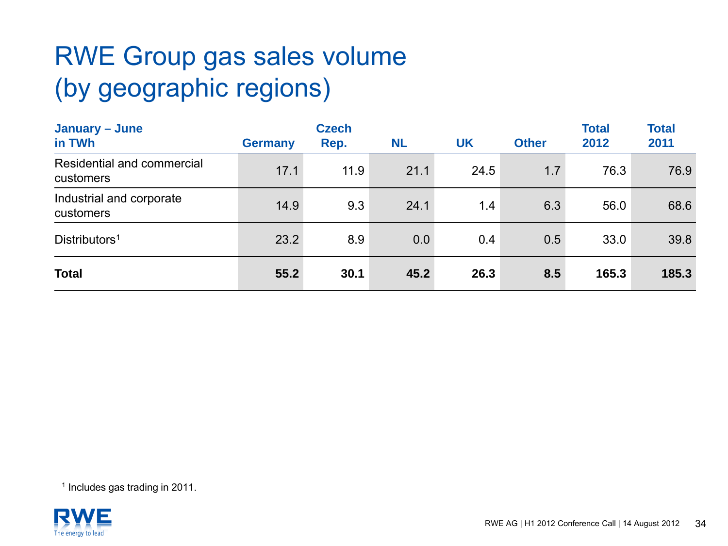# RWE Group gas sales volume (by geographic regions)

| January – June in TWh | Germany | Czech Rep. | NL | UK | Other | Total 2012 | Total 2011 |
|---|---|---|---|---|---|---|---|
| Residential and commercial customers | 17.1 | 11.9 | 21.1 | 24.5 | 1.7 | 76.3 | 76.9 |
| Industrial and corporate customers | 14.9 | 9.3 | 24.1 | 1.4 | 6.3 | 56.0 | 68.6 |
| Distributors[1] | 23.2 | 8.9 | 0.0 | 0.4 | 0.5 | 33.0 | 39.8 |
| **Total** | **55.2** | **30.1** | **45.2** | **26.3** | **8.5** | **165.3** | **185.3** |

[1] Includes gas trading in 2011.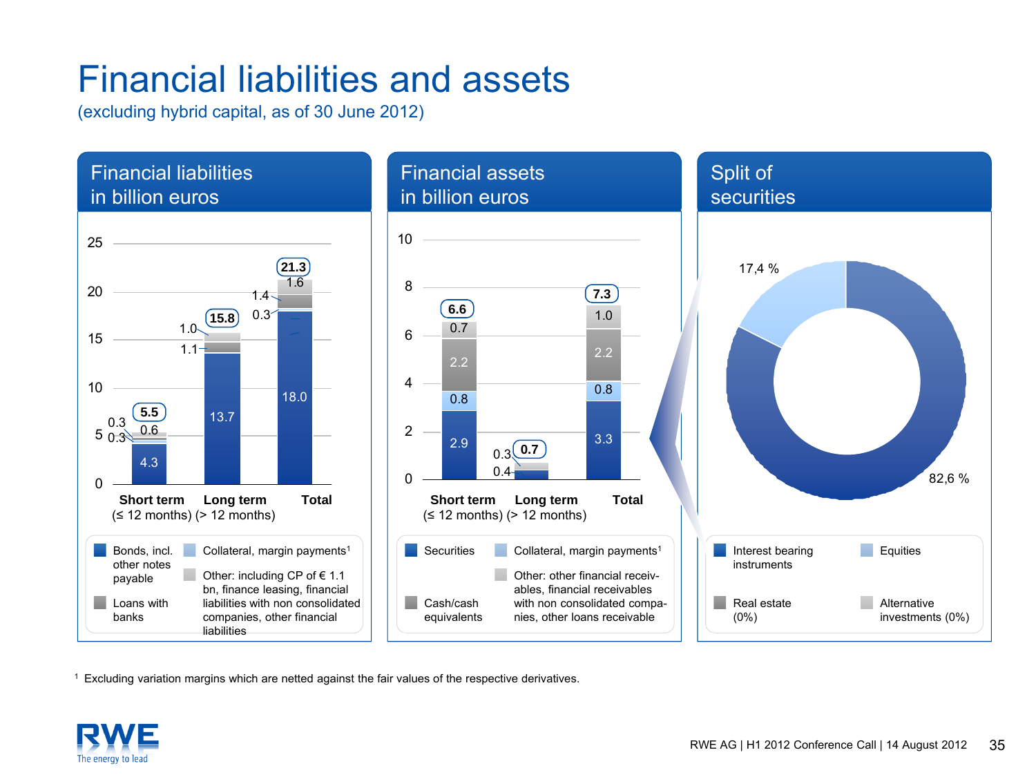# Financial liabilities and assets

(excluding hybrid capital, as of 30 June 2012)

## Financial liabilities in billion euros

| | Short term (≤ 12 months) | Long term (> 12 months) | Total |
|---|---|---|---|
| Bonds, incl. other notes payable | 4.3 | 13.7 | 18.0 |
| Collateral, margin payments[1] | 0.3 | – | 0.3 |
| Loans with banks | 0.3 | 1.1 | 1.4 |
| Other: including CP of € 1.1 bn, finance leasing, financial liabilities with non consolidated companies, other financial liabilities | 0.6 | 1.0 | 1.6 |
| **Total** | **5.5** | **15.8** | **21.3** |

## Financial assets in billion euros

| | Short term (≤ 12 months) | Long term (> 12 months) | Total |
|---|---|---|---|
| Securities | 2.9 | 0.4 | 3.3 |
| Collateral, margin payments[1] | 0.8 | – | 0.8 |
| Cash/cash equivalents | 2.2 | – | 2.2 |
| Other: other financial receivables, financial receivables with non consolidated companies, other loans receivable | 0.7 | 0.3 | 1.0 |
| **Total** | **6.6** | **0.7** | **7.3** |

## Split of securities

| | Share |
|---|---|
| Interest bearing instruments | 82,6 % |
| Equities | 17,4 % |
| Real estate | 0% |
| Alternative investments | 0% |

[1] Excluding variation margins which are netted against the fair values of the respective derivatives.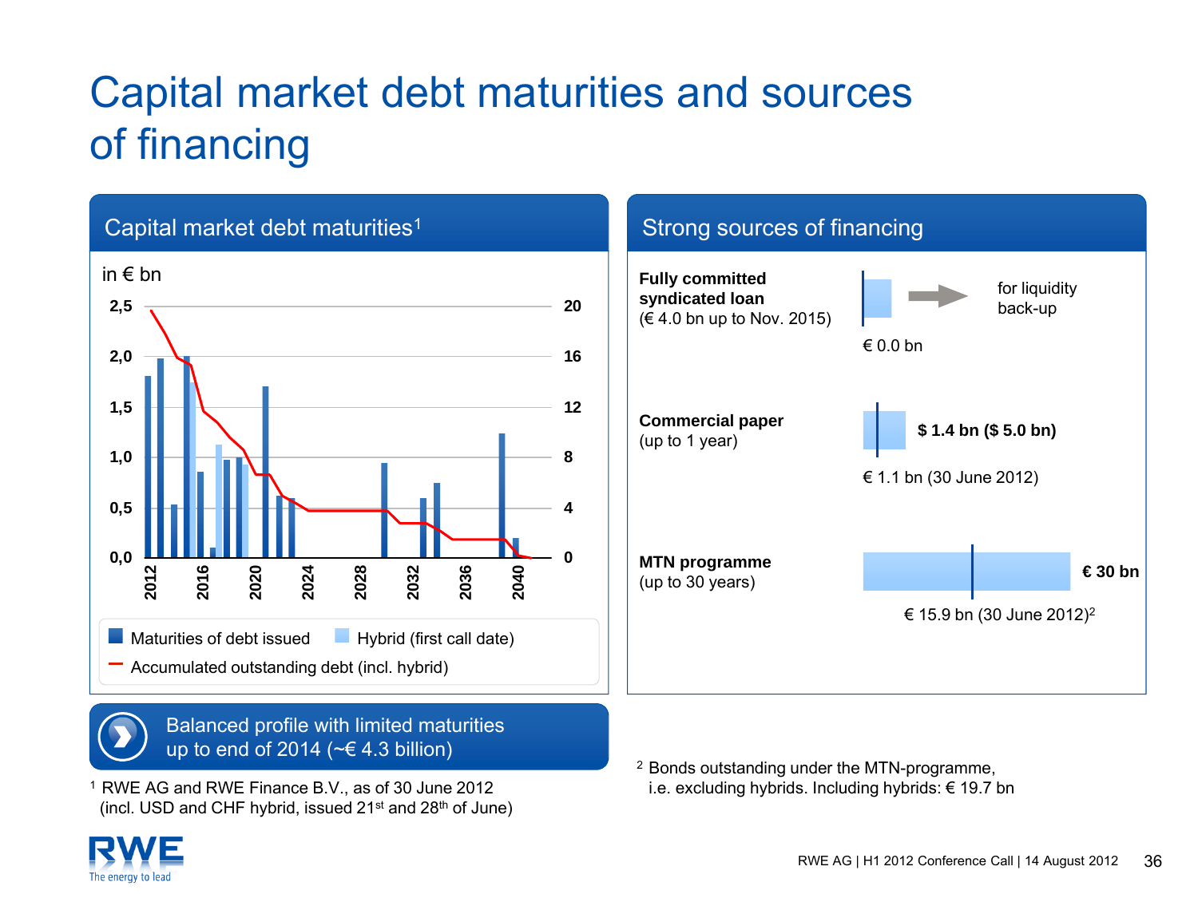# Capital market debt maturities and sources of financing

## Capital market debt maturities[1]

in € bn

Left axis: 0,0 – 0,5 – 1,0 – 1,5 – 2,0 – 2,5
Right axis: 0 – 4 – 8 – 12 – 16 – 20
Years: 2012, 2016, 2020, 2024, 2028, 2032, 2036, 2040

- Maturities of debt issued
- Hybrid (first call date)
- Accumulated outstanding debt (incl. hybrid)

**Balanced profile with limited maturities up to end of 2014 (~€ 4.3 billion)**

[1] RWE AG and RWE Finance B.V., as of 30 June 2012 (incl. USD and CHF hybrid, issued 21st and 28th of June)

## Strong sources of financing

**Fully committed syndicated loan**
(€ 4.0 bn up to Nov. 2015)

€ 0.0 bn → for liquidity back-up

**Commercial paper**
(up to 1 year)

**$ 1.4 bn ($ 5.0 bn)**

€ 1.1 bn (30 June 2012)

**MTN programme**
(up to 30 years)

**€ 30 bn**

€ 15.9 bn (30 June 2012)[2]

[2] Bonds outstanding under the MTN-programme, i.e. excluding hybrids. Including hybrids: € 19.7 bn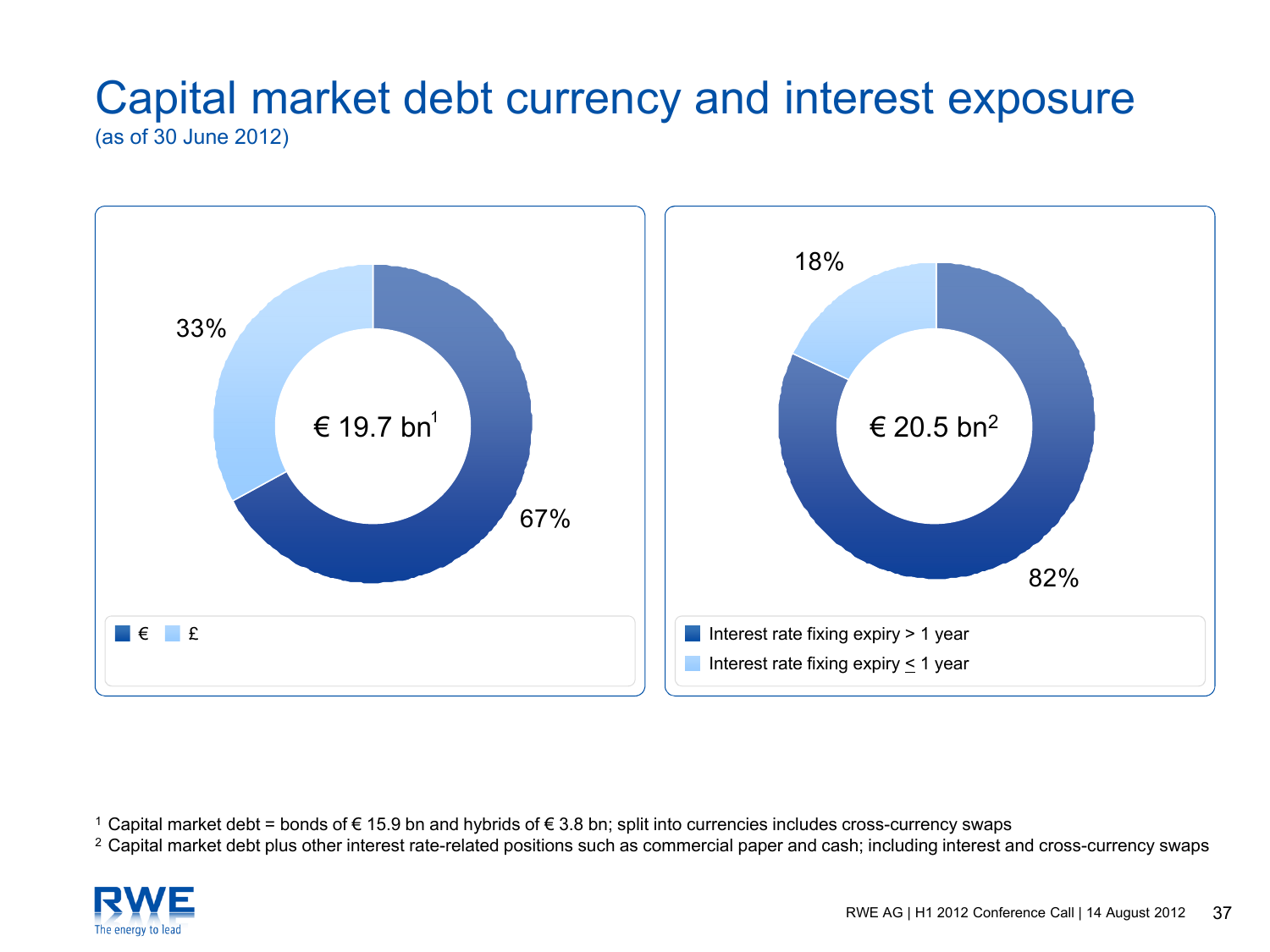# Capital market debt currency and interest exposure

(as of 30 June 2012)

| Currency | Share |
|---|---|
| € | 67% |
| £ | 33% |
| **Total** | **€ 19.7 bn[1]** |

| Interest rate fixing | Share |
|---|---|
| Interest rate fixing expiry > 1 year | 82% |
| Interest rate fixing expiry ≤ 1 year | 18% |
| **Total** | **€ 20.5 bn[2]** |

[1] Capital market debt = bonds of € 15.9 bn and hybrids of € 3.8 bn; split into currencies includes cross-currency swaps

[2] Capital market debt plus other interest rate-related positions such as commercial paper and cash; including interest and cross-currency swaps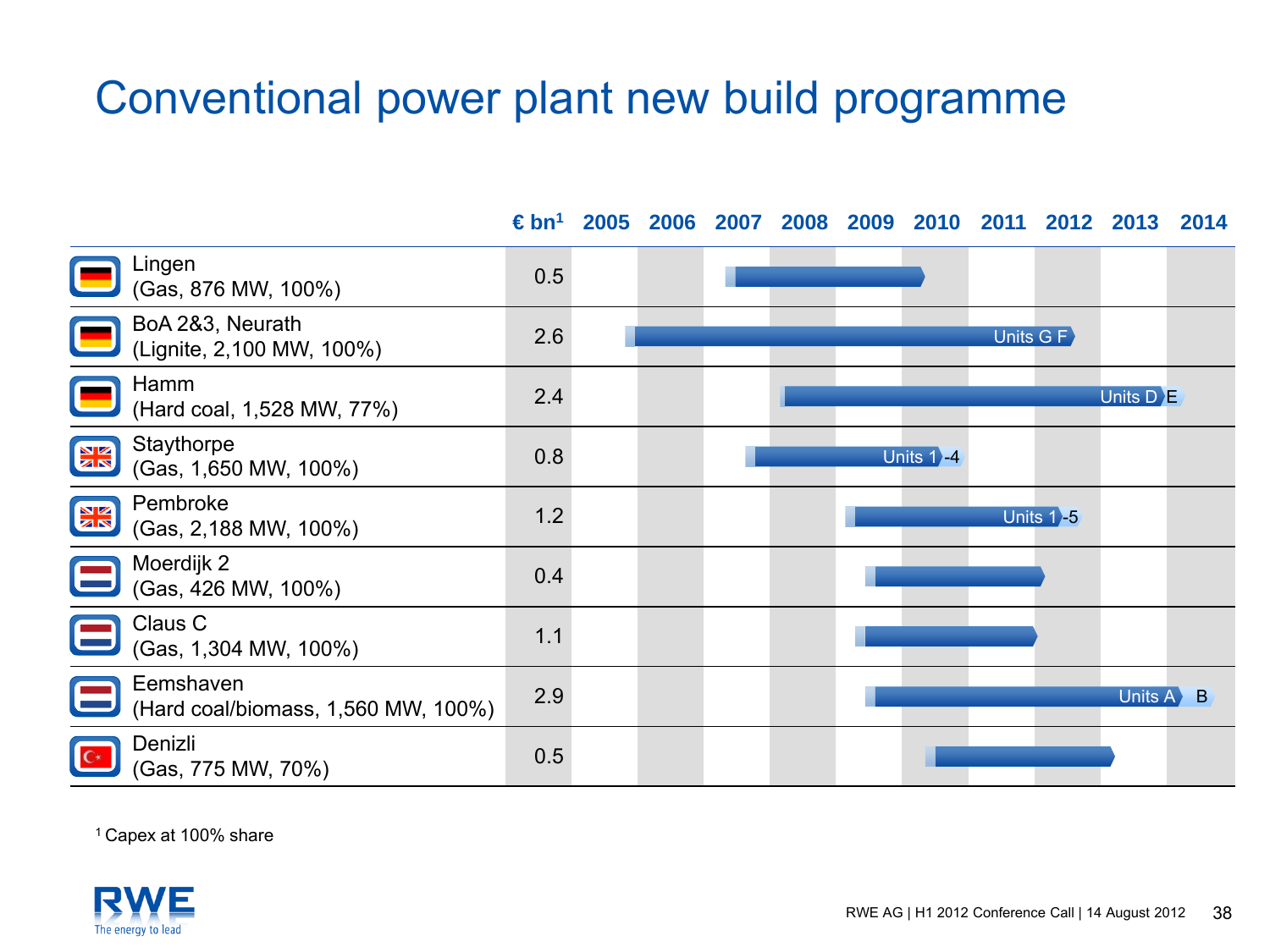# Conventional power plant new build programme

| | € bn[1] | 2005 | 2006 | 2007 | 2008 | 2009 | 2010 | 2011 | 2012 | 2013 | 2014 |
|---|---|---|---|---|---|---|---|---|---|---|---|
| Lingen (Gas, 876 MW, 100%) | 0.5 | | | | | | | | | | |
| BoA 2&3, Neurath (Lignite, 2,100 MW, 100%) | 2.6 | | | | | | | | Units G F | | |
| Hamm (Hard coal, 1,528 MW, 77%) | 2.4 | | | | | | | | | Units D E | |
| Staythorpe (Gas, 1,650 MW, 100%) | 0.8 | | | | | | Units 1-4 | | | | |
| Pembroke (Gas, 2,188 MW, 100%) | 1.2 | | | | | | | Units 1-5 | | | |
| Moerdijk 2 (Gas, 426 MW, 100%) | 0.4 | | | | | | | | | | |
| Claus C (Gas, 1,304 MW, 100%) | 1.1 | | | | | | | | | | |
| Eemshaven (Hard coal/biomass, 1,560 MW, 100%) | 2.9 | | | | | | | | | Units A | B |
| Denizli (Gas, 775 MW, 70%) | 0.5 | | | | | | | | | | |

[1] Capex at 100% share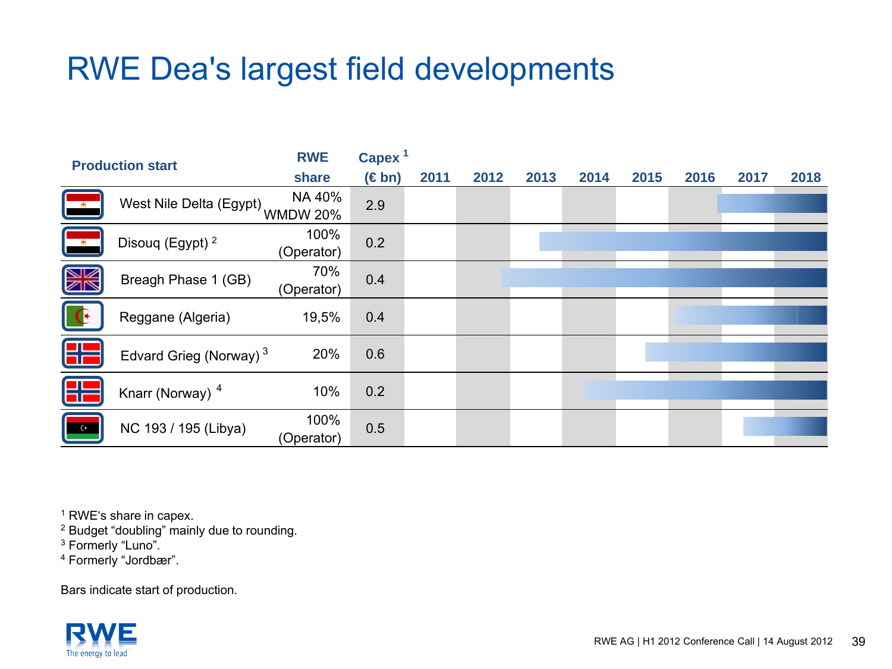# RWE Dea's largest field developments

| Production start | RWE share | Capex[1] (€ bn) | 2011 | 2012 | 2013 | 2014 | 2015 | 2016 | 2017 | 2018 |
|---|---|---|---|---|---|---|---|---|---|---|
| West Nile Delta (Egypt) | NA 40% WMDW 20% | 2.9 | | | | | | | | |
| Disouq (Egypt)[2] | 100% (Operator) | 0.2 | | | | | | | | |
| Breagh Phase 1 (GB) | 70% (Operator) | 0.4 | | | | | | | | |
| Reggane (Algeria) | 19,5% | 0.4 | | | | | | | | |
| Edvard Grieg (Norway)[3] | 20% | 0.6 | | | | | | | | |
| Knarr (Norway)[4] | 10% | 0.2 | | | | | | | | |
| NC 193 / 195 (Libya) | 100% (Operator) | 0.5 | | | | | | | | |

[1] RWE's share in capex.
[2] Budget "doubling" mainly due to rounding.
[3] Formerly "Luno".
[4] Formerly "Jordbær".

Bars indicate start of production.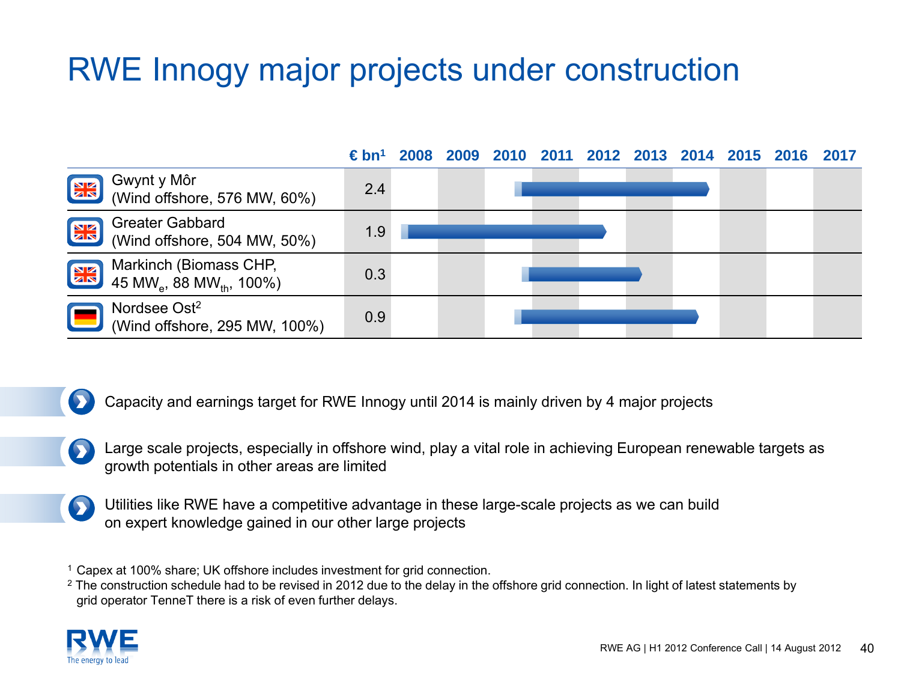# RWE Innogy major projects under construction

| | € bn[1] | 2008 | 2009 | 2010 | 2011 | 2012 | 2013 | 2014 | 2015 | 2016 | 2017 |
|---|---|---|---|---|---|---|---|---|---|---|---|
| Gwynt y Môr (Wind offshore, 576 MW, 60%) | 2.4 | | | | | | | | | | |
| Greater Gabbard (Wind offshore, 504 MW, 50%) | 1.9 | | | | | | | | | | |
| Markinch (Biomass CHP, 45 $MW_e$, 88 $MW_{th}$, 100%) | 0.3 | | | | | | | | | | |
| Nordsee Ost[2] (Wind offshore, 295 MW, 100%) | 0.9 | | | | | | | | | | |

- Capacity and earnings target for RWE Innogy until 2014 is mainly driven by 4 major projects
- Large scale projects, especially in offshore wind, play a vital role in achieving European renewable targets as growth potentials in other areas are limited
- Utilities like RWE have a competitive advantage in these large-scale projects as we can build on expert knowledge gained in our other large projects

[1] Capex at 100% share; UK offshore includes investment for grid connection.
[2] The construction schedule had to be revised in 2012 due to the delay in the offshore grid connection. In light of latest statements by grid operator TenneT there is a risk of even further delays.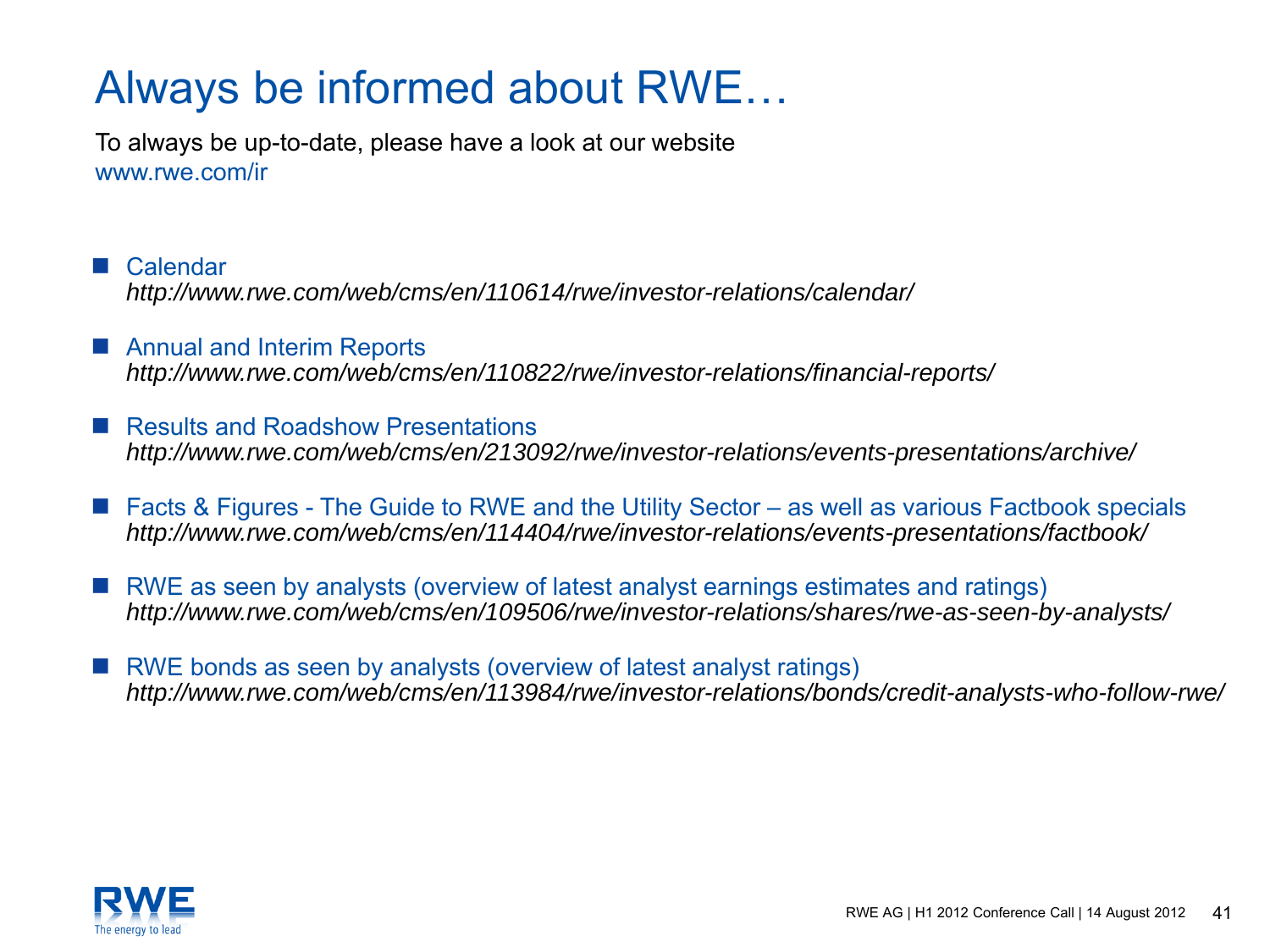# Always be informed about RWE…

To always be up-to-date, please have a look at our website
www.rwe.com/ir

- Calendar
  *http://www.rwe.com/web/cms/en/110614/rwe/investor-relations/calendar/*

- Annual and Interim Reports
  *http://www.rwe.com/web/cms/en/110822/rwe/investor-relations/financial-reports/*

- Results and Roadshow Presentations
  *http://www.rwe.com/web/cms/en/213092/rwe/investor-relations/events-presentations/archive/*

- Facts & Figures - The Guide to RWE and the Utility Sector – as well as various Factbook specials
  *http://www.rwe.com/web/cms/en/114404/rwe/investor-relations/events-presentations/factbook/*

- RWE as seen by analysts (overview of latest analyst earnings estimates and ratings)
  *http://www.rwe.com/web/cms/en/109506/rwe/investor-relations/shares/rwe-as-seen-by-analysts/*

- RWE bonds as seen by analysts (overview of latest analyst ratings)
  *http://www.rwe.com/web/cms/en/113984/rwe/investor-relations/bonds/credit-analysts-who-follow-rwe/*